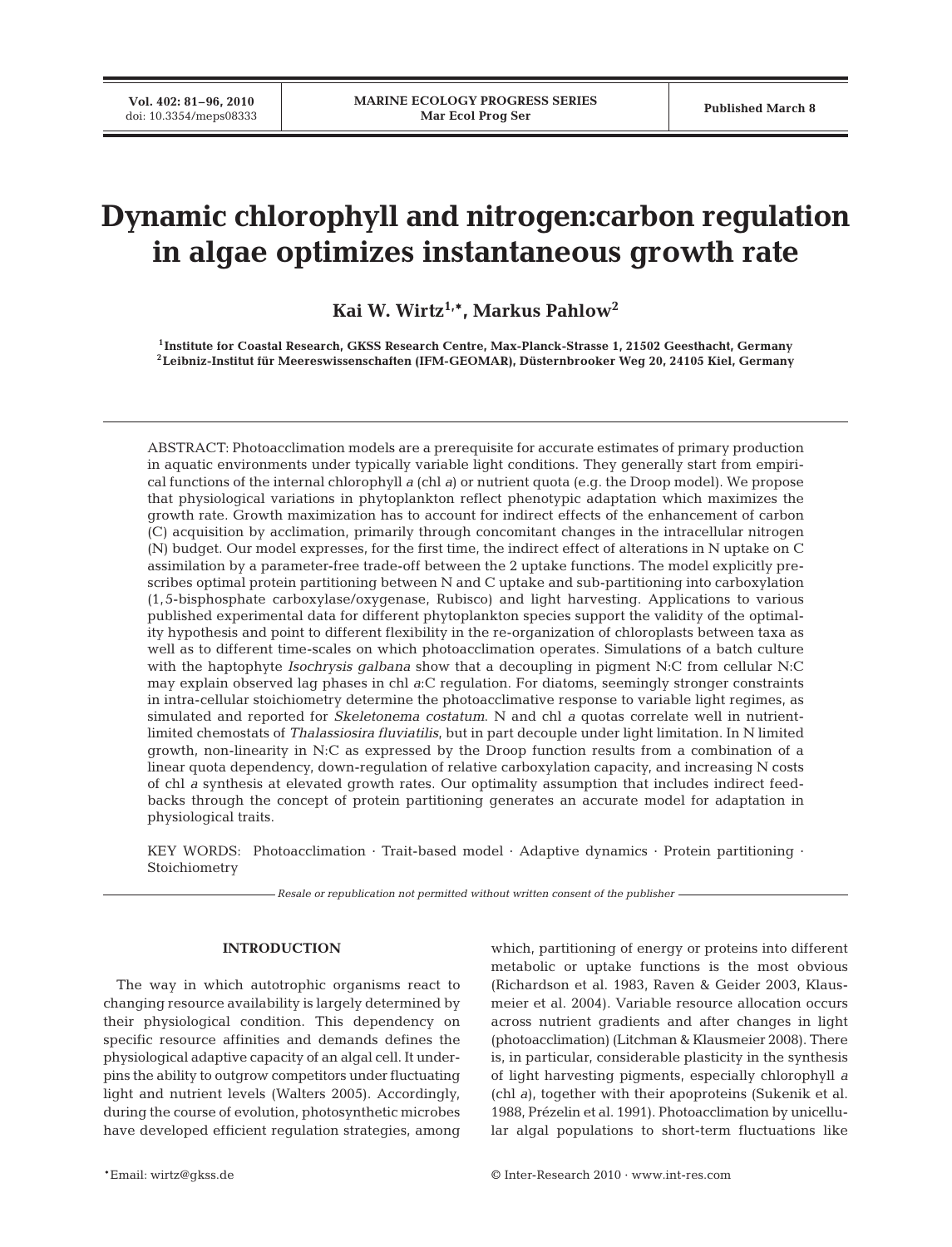# Dynamic chlorophyll and nitrogen:carbon regulation in algae optimizes instantaneous growth rate

**Kai W. Wirtz[1,*], Markus Pahlow[2]**

[1]Institute for Coastal Research, GKSS Research Centre, Max-Planck-Strasse 1, 21502 Geesthacht, Germany
[2]Leibniz-Institut für Meereswissenschaften (IFM-GEOMAR), Düsternbrooker Weg 20, 24105 Kiel, Germany

ABSTRACT: Photoacclimation models are a prerequisite for accurate estimates of primary production in aquatic environments under typically variable light conditions. They generally start from empirical functions of the internal chlorophyll *a* (chl *a*) or nutrient quota (e.g. the Droop model). We propose that physiological variations in phytoplankton reflect phenotypic adaptation which maximizes the growth rate. Growth maximization has to account for indirect effects of the enhancement of carbon (C) acquisition by acclimation, primarily through concomitant changes in the intracellular nitrogen (N) budget. Our model expresses, for the first time, the indirect effect of alterations in N uptake on C assimilation by a parameter-free trade-off between the 2 uptake functions. The model explicitly prescribes optimal protein partitioning between N and C uptake and sub-partitioning into carboxylation (1,5-bisphosphate carboxylase/oxygenase, Rubisco) and light harvesting. Applications to various published experimental data for different phytoplankton species support the validity of the optimality hypothesis and point to different flexibility in the re-organization of chloroplasts between taxa as well as to different time-scales on which photoacclimation operates. Simulations of a batch culture with the haptophyte *Isochrysis galbana* show that a decoupling in pigment N:C from cellular N:C may explain observed lag phases in chl *a*:C regulation. For diatoms, seemingly stronger constraints in intra-cellular stoichiometry determine the photoacclimative response to variable light regimes, as simulated and reported for *Skeletonema costatum*. N and chl *a* quotas correlate well in nutrient-limited chemostats of *Thalassiosira fluviatilis*, but in part decouple under light limitation. In N limited growth, non-linearity in N:C as expressed by the Droop function results from a combination of a linear quota dependency, down-regulation of relative carboxylation capacity, and increasing N costs of chl *a* synthesis at elevated growth rates. Our optimality assumption that includes indirect feedbacks through the concept of protein partitioning generates an accurate model for adaptation in physiological traits.

KEY WORDS: Photoacclimation · Trait-based model · Adaptive dynamics · Protein partitioning · Stoichiometry

*Resale or republication not permitted without written consent of the publisher*

## INTRODUCTION

The way in which autotrophic organisms react to changing resource availability is largely determined by their physiological condition. This dependency on specific resource affinities and demands defines the physiological adaptive capacity of an algal cell. It underpins the ability to outgrow competitors under fluctuating light and nutrient levels (Walters 2005). Accordingly, during the course of evolution, photosynthetic microbes have developed efficient regulation strategies, among which, partitioning of energy or proteins into different metabolic or uptake functions is the most obvious (Richardson et al. 1983, Raven & Geider 2003, Klausmeier et al. 2004). Variable resource allocation occurs across nutrient gradients and after changes in light (photoacclimation) (Litchman & Klausmeier 2008). There is, in particular, considerable plasticity in the synthesis of light harvesting pigments, especially chlorophyll *a* (chl *a*), together with their apoproteins (Sukenik et al. 1988, Prézelin et al. 1991). Photoacclimation by unicellular algal populations to short-term fluctuations like

*Email: wirtz@gkss.de

© Inter-Research 2010 · www.int-res.com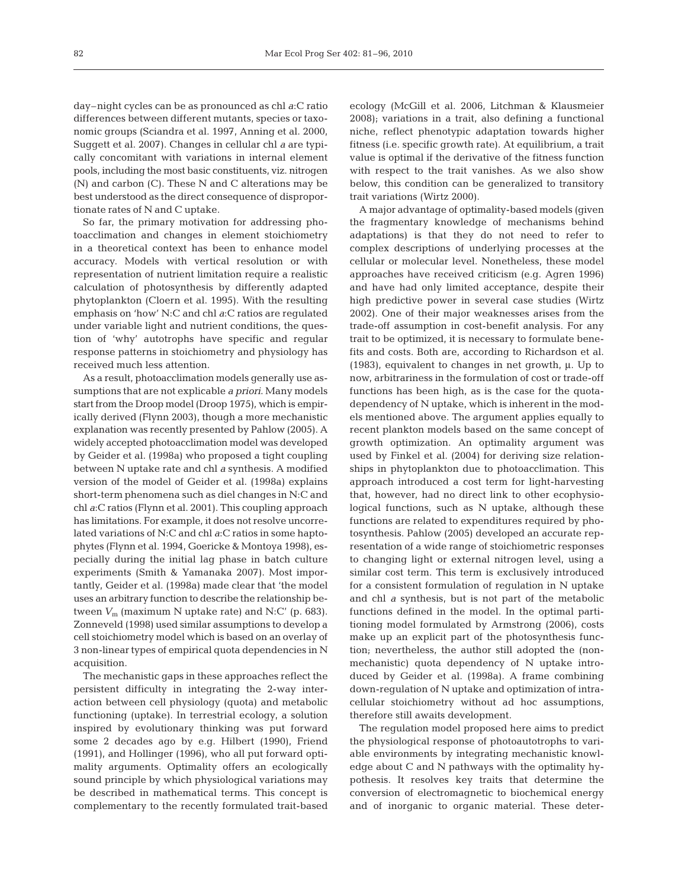day–night cycles can be as pronounced as chl *a*:C ratio differences between different mutants, species or taxonomic groups (Sciandra et al. 1997, Anning et al. 2000, Suggett et al. 2007). Changes in cellular chl *a* are typically concomitant with variations in internal element pools, including the most basic constituents, viz. nitrogen (N) and carbon (C). These N and C alterations may be best understood as the direct consequence of disproportionate rates of N and C uptake.

So far, the primary motivation for addressing photoacclimation and changes in element stoichiometry in a theoretical context has been to enhance model accuracy. Models with vertical resolution or with representation of nutrient limitation require a realistic calculation of photosynthesis by differently adapted phytoplankton (Cloern et al. 1995). With the resulting emphasis on 'how' N:C and chl *a*:C ratios are regulated under variable light and nutrient conditions, the question of 'why' autotrophs have specific and regular response patterns in stoichiometry and physiology has received much less attention.

As a result, photoacclimation models generally use assumptions that are not explicable *a priori*. Many models start from the Droop model (Droop 1975), which is empirically derived (Flynn 2003), though a more mechanistic explanation was recently presented by Pahlow (2005). A widely accepted photoacclimation model was developed by Geider et al. (1998a) who proposed a tight coupling between N uptake rate and chl *a* synthesis. A modified version of the model of Geider et al. (1998a) explains short-term phenomena such as diel changes in N:C and chl *a*:C ratios (Flynn et al. 2001). This coupling approach has limitations. For example, it does not resolve uncorrelated variations of N:C and chl *a*:C ratios in some haptophytes (Flynn et al. 1994, Goericke & Montoya 1998), especially during the initial lag phase in batch culture experiments (Smith & Yamanaka 2007). Most importantly, Geider et al. (1998a) made clear that 'the model uses an arbitrary function to describe the relationship between $V_m$ (maximum N uptake rate) and N:C' (p. 683). Zonneveld (1998) used similar assumptions to develop a cell stoichiometry model which is based on an overlay of 3 non-linear types of empirical quota dependencies in N acquisition.

The mechanistic gaps in these approaches reflect the persistent difficulty in integrating the 2-way interaction between cell physiology (quota) and metabolic functioning (uptake). In terrestrial ecology, a solution inspired by evolutionary thinking was put forward some 2 decades ago by e.g. Hilbert (1990), Friend (1991), and Hollinger (1996), who all put forward optimality arguments. Optimality offers an ecologically sound principle by which physiological variations may be described in mathematical terms. This concept is complementary to the recently formulated trait-based ecology (McGill et al. 2006, Litchman & Klausmeier 2008); variations in a trait, also defining a functional niche, reflect phenotypic adaptation towards higher fitness (i.e. specific growth rate). At equilibrium, a trait value is optimal if the derivative of the fitness function with respect to the trait vanishes. As we also show below, this condition can be generalized to transitory trait variations (Wirtz 2000).

A major advantage of optimality-based models (given the fragmentary knowledge of mechanisms behind adaptations) is that they do not need to refer to complex descriptions of underlying processes at the cellular or molecular level. Nonetheless, these model approaches have received criticism (e.g. Agren 1996) and have had only limited acceptance, despite their high predictive power in several case studies (Wirtz 2002). One of their major weaknesses arises from the trade-off assumption in cost-benefit analysis. For any trait to be optimized, it is necessary to formulate benefits and costs. Both are, according to Richardson et al. (1983), equivalent to changes in net growth, $\mu$. Up to now, arbitrariness in the formulation of cost or trade-off functions has been high, as is the case for the quota-dependency of N uptake, which is inherent in the models mentioned above. The argument applies equally to recent plankton models based on the same concept of growth optimization. An optimality argument was used by Finkel et al. (2004) for deriving size relationships in phytoplankton due to photoacclimation. This approach introduced a cost term for light-harvesting that, however, had no direct link to other ecophysiological functions, such as N uptake, although these functions are related to expenditures required by photosynthesis. Pahlow (2005) developed an accurate representation of a wide range of stoichiometric responses to changing light or external nitrogen level, using a similar cost term. This term is exclusively introduced for a consistent formulation of regulation in N uptake and chl *a* synthesis, but is not part of the metabolic functions defined in the model. In the optimal partitioning model formulated by Armstrong (2006), costs make up an explicit part of the photosynthesis function; nevertheless, the author still adopted the (non-mechanistic) quota dependency of N uptake introduced by Geider et al. (1998a). A frame combining down-regulation of N uptake and optimization of intracellular stoichiometry without ad hoc assumptions, therefore still awaits development.

The regulation model proposed here aims to predict the physiological response of photoautotrophs to variable environments by integrating mechanistic knowledge about C and N pathways with the optimality hypothesis. It resolves key traits that determine the conversion of electromagnetic to biochemical energy and of inorganic to organic material. These deter-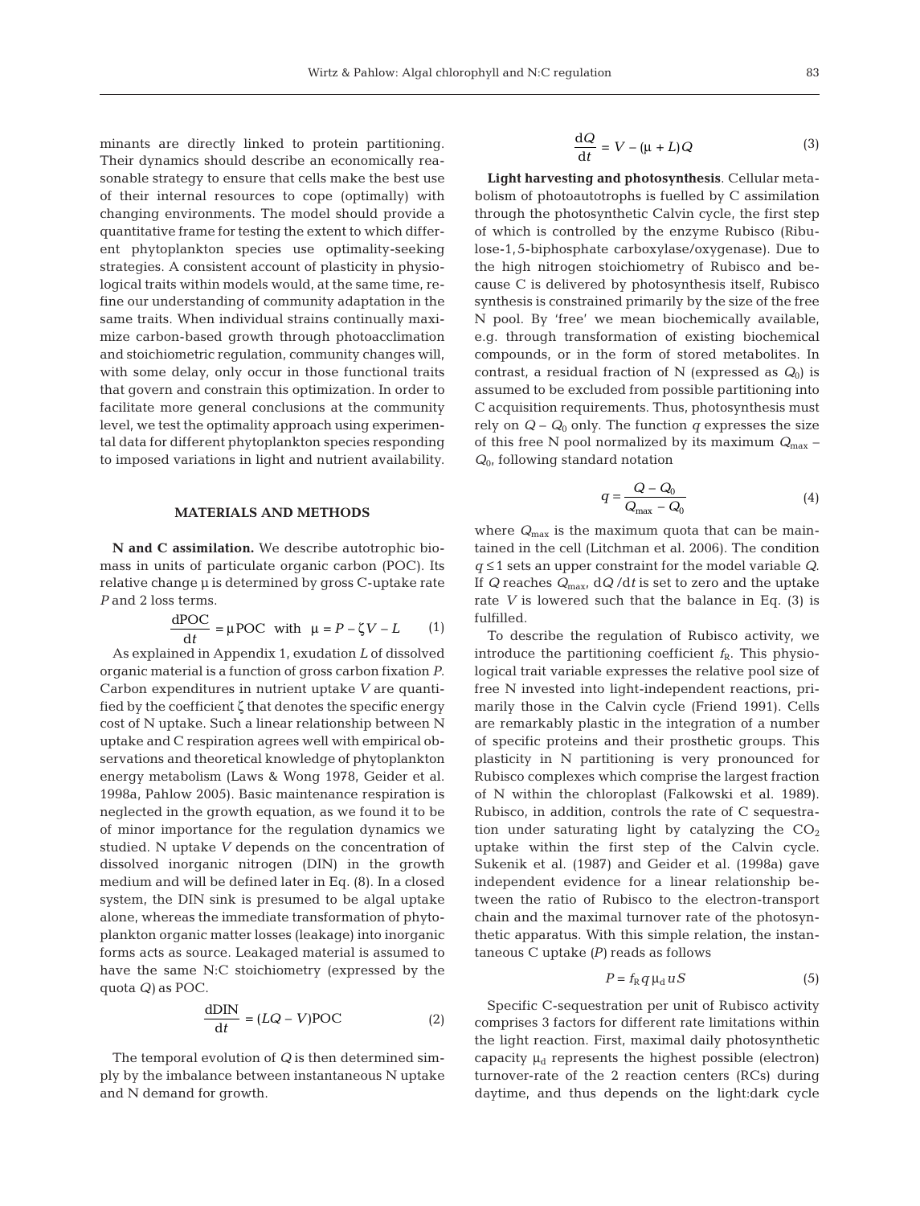minants are directly linked to protein partitioning. Their dynamics should describe an economically reasonable strategy to ensure that cells make the best use of their internal resources to cope (optimally) with changing environments. The model should provide a quantitative frame for testing the extent to which different phytoplankton species use optimality-seeking strategies. A consistent account of plasticity in physiological traits within models would, at the same time, refine our understanding of community adaptation in the same traits. When individual strains continually maximize carbon-based growth through photoacclimation and stoichiometric regulation, community changes will, with some delay, only occur in those functional traits that govern and constrain this optimization. In order to facilitate more general conclusions at the community level, we test the optimality approach using experimental data for different phytoplankton species responding to imposed variations in light and nutrient availability.

## MATERIALS AND METHODS

**N and C assimilation.** We describe autotrophic biomass in units of particulate organic carbon (POC). Its relative change $\mu$ is determined by gross C-uptake rate $P$ and 2 loss terms.

$$\frac{\mathrm{dPOC}}{\mathrm{d}t} = \mu \mathrm{POC} \quad \text{with} \quad \mu = P - \zeta V - L \tag{1}$$

As explained in Appendix 1, exudation $L$ of dissolved organic material is a function of gross carbon fixation $P$. Carbon expenditures in nutrient uptake $V$ are quantified by the coefficient $\zeta$ that denotes the specific energy cost of N uptake. Such a linear relationship between N uptake and C respiration agrees well with empirical observations and theoretical knowledge of phytoplankton energy metabolism (Laws & Wong 1978, Geider et al. 1998a, Pahlow 2005). Basic maintenance respiration is neglected in the growth equation, as we found it to be of minor importance for the regulation dynamics we studied. N uptake $V$ depends on the concentration of dissolved inorganic nitrogen (DIN) in the growth medium and will be defined later in Eq. (8). In a closed system, the DIN sink is presumed to be algal uptake alone, whereas the immediate transformation of phytoplankton organic matter losses (leakage) into inorganic forms acts as source. Leakaged material is assumed to have the same N:C stoichiometry (expressed by the quota $Q$) as POC.

$$\frac{\mathrm{dDIN}}{\mathrm{d}t} = (LQ - V)\mathrm{POC} \tag{2}$$

The temporal evolution of $Q$ is then determined simply by the imbalance between instantaneous N uptake and N demand for growth.

$$\frac{\mathrm{d}Q}{\mathrm{d}t} = V - (\mu + L)Q \tag{3}$$

**Light harvesting and photosynthesis**. Cellular metabolism of photoautotrophs is fuelled by C assimilation through the photosynthetic Calvin cycle, the first step of which is controlled by the enzyme Rubisco (Ribulose-1,5-biphosphate carboxylase/oxygenase). Due to the high nitrogen stoichiometry of Rubisco and because C is delivered by photosynthesis itself, Rubisco synthesis is constrained primarily by the size of the free N pool. By 'free' we mean biochemically available, e.g. through transformation of existing biochemical compounds, or in the form of stored metabolites. In contrast, a residual fraction of N (expressed as $Q_0$) is assumed to be excluded from possible partitioning into C acquisition requirements. Thus, photosynthesis must rely on $Q - Q_0$ only. The function $q$ expresses the size of this free N pool normalized by its maximum $Q_{\max} - Q_0$, following standard notation

$$q = \frac{Q - Q_0}{Q_{\max} - Q_0} \tag{4}$$

where $Q_{\max}$ is the maximum quota that can be maintained in the cell (Litchman et al. 2006). The condition $q \le 1$ sets an upper constraint for the model variable $Q$. If $Q$ reaches $Q_{\max}$, $\mathrm{d}Q/\mathrm{d}t$ is set to zero and the uptake rate $V$ is lowered such that the balance in Eq. (3) is fulfilled.

To describe the regulation of Rubisco activity, we introduce the partitioning coefficient $f_{\mathrm{R}}$. This physiological trait variable expresses the relative pool size of free N invested into light-independent reactions, primarily those in the Calvin cycle (Friend 1991). Cells are remarkably plastic in the integration of a number of specific proteins and their prosthetic groups. This plasticity in N partitioning is very pronounced for Rubisco complexes which comprise the largest fraction of N within the chloroplast (Falkowski et al. 1989). Rubisco, in addition, controls the rate of C sequestration under saturating light by catalyzing the $CO_2$ uptake within the first step of the Calvin cycle. Sukenik et al. (1987) and Geider et al. (1998a) gave independent evidence for a linear relationship between the ratio of Rubisco to the electron-transport chain and the maximal turnover rate of the photosynthetic apparatus. With this simple relation, the instantaneous C uptake ($P$) reads as follows

$$P = f_{\mathrm{R}}\, q\, \mu_{\mathrm{d}}\, u S \tag{5}$$

Specific C-sequestration per unit of Rubisco activity comprises 3 factors for different rate limitations within the light reaction. First, maximal daily photosynthetic capacity $\mu_{\mathrm{d}}$ represents the highest possible (electron) turnover-rate of the 2 reaction centers (RCs) during daytime, and thus depends on the light:dark cycle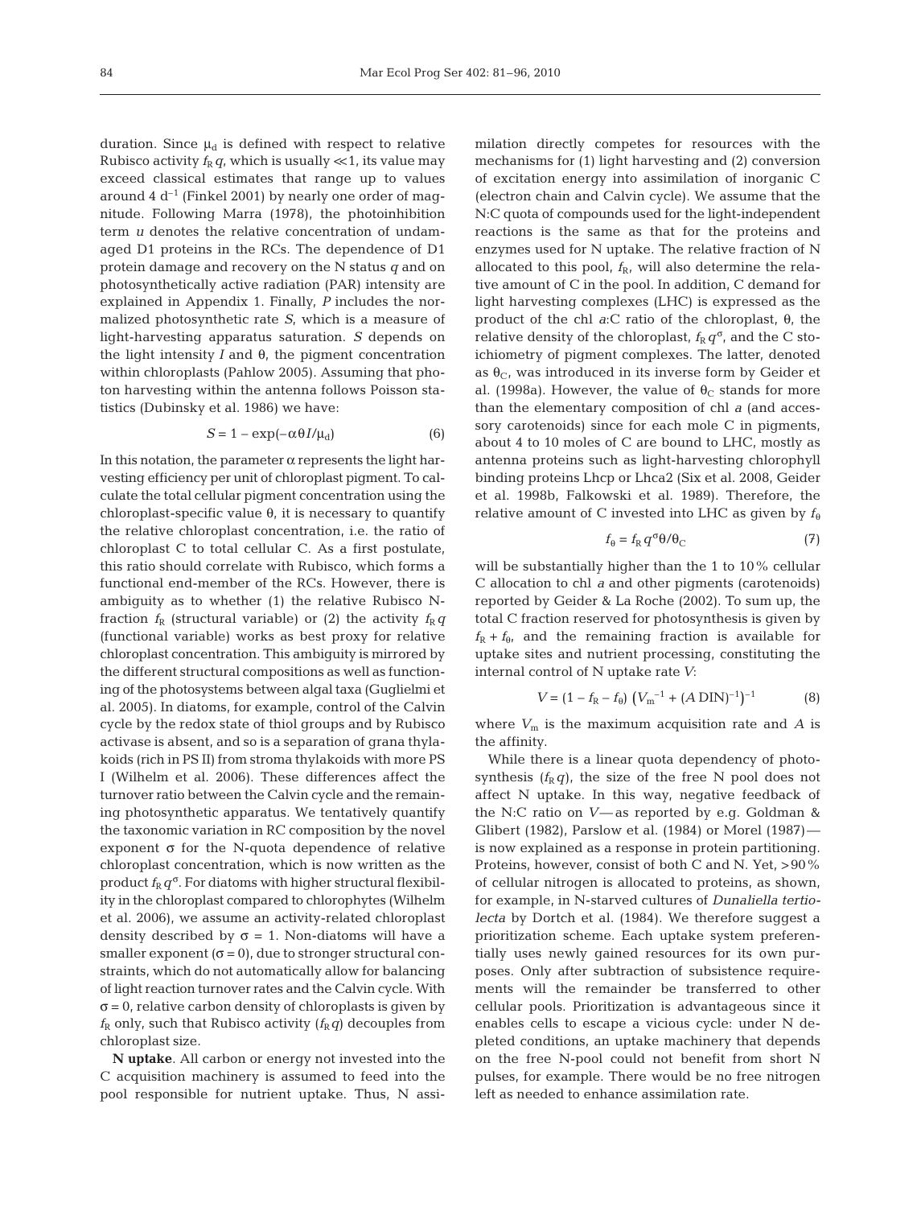duration. Since $\mu_d$ is defined with respect to relative Rubisco activity $f_R q$, which is usually $\ll 1$, its value may exceed classical estimates that range up to values around 4 $d^{-1}$ (Finkel 2001) by nearly one order of magnitude. Following Marra (1978), the photoinhibition term $u$ denotes the relative concentration of undamaged D1 proteins in the RCs. The dependence of D1 protein damage and recovery on the N status $q$ and on photosynthetically active radiation (PAR) intensity are explained in Appendix 1. Finally, $P$ includes the normalized photosynthetic rate $S$, which is a measure of light-harvesting apparatus saturation. $S$ depends on the light intensity $I$ and $\theta$, the pigment concentration within chloroplasts (Pahlow 2005). Assuming that photon harvesting within the antenna follows Poisson statistics (Dubinsky et al. 1986) we have:

$$S = 1 - \exp(-\alpha\theta I/\mu_d) \tag{6}$$

In this notation, the parameter $\alpha$ represents the light harvesting efficiency per unit of chloroplast pigment. To calculate the total cellular pigment concentration using the chloroplast-specific value $\theta$, it is necessary to quantify the relative chloroplast concentration, i.e. the ratio of chloroplast C to total cellular C. As a first postulate, this ratio should correlate with Rubisco, which forms a functional end-member of the RCs. However, there is ambiguity as to whether (1) the relative Rubisco N-fraction $f_R$ (structural variable) or (2) the activity $f_R q$ (functional variable) works as best proxy for relative chloroplast concentration. This ambiguity is mirrored by the different structural compositions as well as functioning of the photosystems between algal taxa (Guglielmi et al. 2005). In diatoms, for example, control of the Calvin cycle by the redox state of thiol groups and by Rubisco activase is absent, and so is a separation of grana thylakoids (rich in PS II) from stroma thylakoids with more PS I (Wilhelm et al. 2006). These differences affect the turnover ratio between the Calvin cycle and the remaining photosynthetic apparatus. We tentatively quantify the taxonomic variation in RC composition by the novel exponent $\sigma$ for the N-quota dependence of relative chloroplast concentration, which is now written as the product $f_R q^\sigma$. For diatoms with higher structural flexibility in the chloroplast compared to chlorophytes (Wilhelm et al. 2006), we assume an activity-related chloroplast density described by $\sigma = 1$. Non-diatoms will have a smaller exponent ($\sigma = 0$), due to stronger structural constraints, which do not automatically allow for balancing of light reaction turnover rates and the Calvin cycle. With $\sigma = 0$, relative carbon density of chloroplasts is given by $f_R$ only, such that Rubisco activity ($f_R q$) decouples from chloroplast size.

**N uptake**. All carbon or energy not invested into the C acquisition machinery is assumed to feed into the pool responsible for nutrient uptake. Thus, N assimilation directly competes for resources with the mechanisms for (1) light harvesting and (2) conversion of excitation energy into assimilation of inorganic C (electron chain and Calvin cycle). We assume that the N:C quota of compounds used for the light-independent reactions is the same as that for the proteins and enzymes used for N uptake. The relative fraction of N allocated to this pool, $f_R$, will also determine the relative amount of C in the pool. In addition, C demand for light harvesting complexes (LHC) is expressed as the product of the chl *a*:C ratio of the chloroplast, $\theta$, the relative density of the chloroplast, $f_R q^\sigma$, and the C stoichiometry of pigment complexes. The latter, denoted as $\theta_C$, was introduced in its inverse form by Geider et al. (1998a). However, the value of $\theta_C$ stands for more than the elementary composition of chl *a* (and accessory carotenoids) since for each mole C in pigments, about 4 to 10 moles of C are bound to LHC, mostly as antenna proteins such as light-harvesting chlorophyll binding proteins Lhcp or Lhca2 (Six et al. 2008, Geider et al. 1998b, Falkowski et al. 1989). Therefore, the relative amount of C invested into LHC as given by $f_\theta$

$$f_\theta = f_R q^\sigma \theta / \theta_C \tag{7}$$

will be substantially higher than the 1 to 10% cellular C allocation to chl *a* and other pigments (carotenoids) reported by Geider & La Roche (2002). To sum up, the total C fraction reserved for photosynthesis is given by $f_R + f_\theta$, and the remaining fraction is available for uptake sites and nutrient processing, constituting the internal control of N uptake rate $V$:

$$V = (1 - f_R - f_\theta)\left(V_m^{-1} + (A\,\mathrm{DIN})^{-1}\right)^{-1} \tag{8}$$

where $V_m$ is the maximum acquisition rate and $A$ is the affinity.

While there is a linear quota dependency of photosynthesis ($f_R q$), the size of the free N pool does not affect N uptake. In this way, negative feedback of the N:C ratio on $V$—as reported by e.g. Goldman & Glibert (1982), Parslow et al. (1984) or Morel (1987)—is now explained as a response in protein partitioning. Proteins, however, consist of both C and N. Yet, >90% of cellular nitrogen is allocated to proteins, as shown, for example, in N-starved cultures of *Dunaliella tertiolecta* by Dortch et al. (1984). We therefore suggest a prioritization scheme. Each uptake system preferentially uses newly gained resources for its own purposes. Only after subtraction of subsistence requirements will the remainder be transferred to other cellular pools. Prioritization is advantageous since it enables cells to escape a vicious cycle: under N depleted conditions, an uptake machinery that depends on the free N-pool could not benefit from short N pulses, for example. There would be no free nitrogen left as needed to enhance assimilation rate.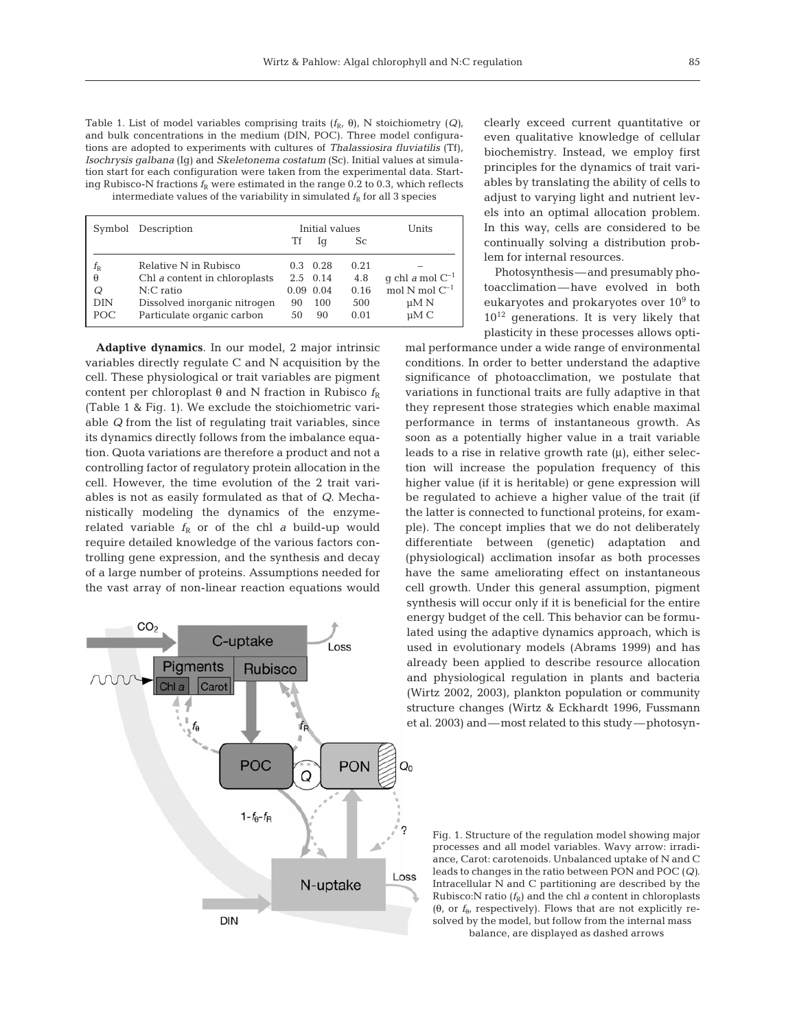Table 1. List of model variables comprising traits ($f_R$, $\theta$), N stoichiometry ($Q$), and bulk concentrations in the medium (DIN, POC). Three model configurations are adopted to experiments with cultures of *Thalassiosira fluviatilis* (Tf), *Isochrysis galbana* (Ig) and *Skeletonema costatum* (Sc). Initial values at simulation start for each configuration were taken from the experimental data. Starting Rubisco-N fractions $f_R$ were estimated in the range 0.2 to 0.3, which reflects intermediate values of the variability in simulated $f_R$ for all 3 species

| Symbol | Description | Initial values | | | Units |
|---|---|---|---|---|---|
| | | Tf | Ig | Sc | |
| $f_R$ | Relative N in Rubisco | 0.3 | 0.28 | 0.21 | – |
| $\theta$ | Chl *a* content in chloroplasts | 2.5 | 0.14 | 4.8 | g chl *a* mol $C^{-1}$ |
| $Q$ | N:C ratio | 0.09 | 0.04 | 0.16 | mol N mol $C^{-1}$ |
| DIN | Dissolved inorganic nitrogen | 90 | 100 | 500 | µM N |
| POC | Particulate organic carbon | 50 | 90 | 0.01 | µM C |

**Adaptive dynamics**. In our model, 2 major intrinsic variables directly regulate C and N acquisition by the cell. These physiological or trait variables are pigment content per chloroplast $\theta$ and N fraction in Rubisco $f_R$ (Table 1 & Fig. 1). We exclude the stoichiometric variable $Q$ from the list of regulating trait variables, since its dynamics directly follows from the imbalance equation. Quota variations are therefore a product and not a controlling factor of regulatory protein allocation in the cell. However, the time evolution of the 2 trait variables is not as easily formulated as that of $Q$. Mechanistically modeling the dynamics of the enzyme-related variable $f_R$ or of the chl *a* build-up would require detailed knowledge of the various factors controlling gene expression, and the synthesis and decay of a large number of proteins. Assumptions needed for the vast array of non-linear reaction equations would clearly exceed current quantitative or even qualitative knowledge of cellular biochemistry. Instead, we employ first principles for the dynamics of trait variables by translating the ability of cells to adjust to varying light and nutrient levels into an optimal allocation problem. In this way, cells are considered to be continually solving a distribution problem for internal resources.

Photosynthesis—and presumably photoacclimation—have evolved in both eukaryotes and prokaryotes over $10^9$ to $10^{12}$ generations. It is very likely that plasticity in these processes allows optimal performance under a wide range of environmental conditions. In order to better understand the adaptive significance of photoacclimation, we postulate that variations in functional traits are fully adaptive in that they represent those strategies which enable maximal performance in terms of instantaneous growth. As soon as a potentially higher value in a trait variable leads to a rise in relative growth rate ($\mu$), either selection will increase the population frequency of this higher value (if it is heritable) or gene expression will be regulated to achieve a higher value of the trait (if the latter is connected to functional proteins, for example). The concept implies that we do not deliberately differentiate between (genetic) adaptation and (physiological) acclimation insofar as both processes have the same ameliorating effect on instantaneous cell growth. Under this general assumption, pigment synthesis will occur only if it is beneficial for the entire energy budget of the cell. This behavior can be formulated using the adaptive dynamics approach, which is used in evolutionary models (Abrams 1999) and has already been applied to describe resource allocation and physiological regulation in plants and bacteria (Wirtz 2002, 2003), plankton population or community structure changes (Wirtz & Eckhardt 1996, Fussmann et al. 2003) and—most related to this study—photosyn-

Fig. 1. Structure of the regulation model showing major processes and all model variables. Wavy arrow: irradiance, Carot: carotenoids. Unbalanced uptake of N and C leads to changes in the ratio between PON and POC ($Q$). Intracellular N and C partitioning are described by the Rubisco:N ratio ($f_R$) and the chl *a* content in chloroplasts ($\theta$, or $f_\theta$, respectively). Flows that are not explicitly resolved by the model, but follow from the internal mass balance, are displayed as dashed arrows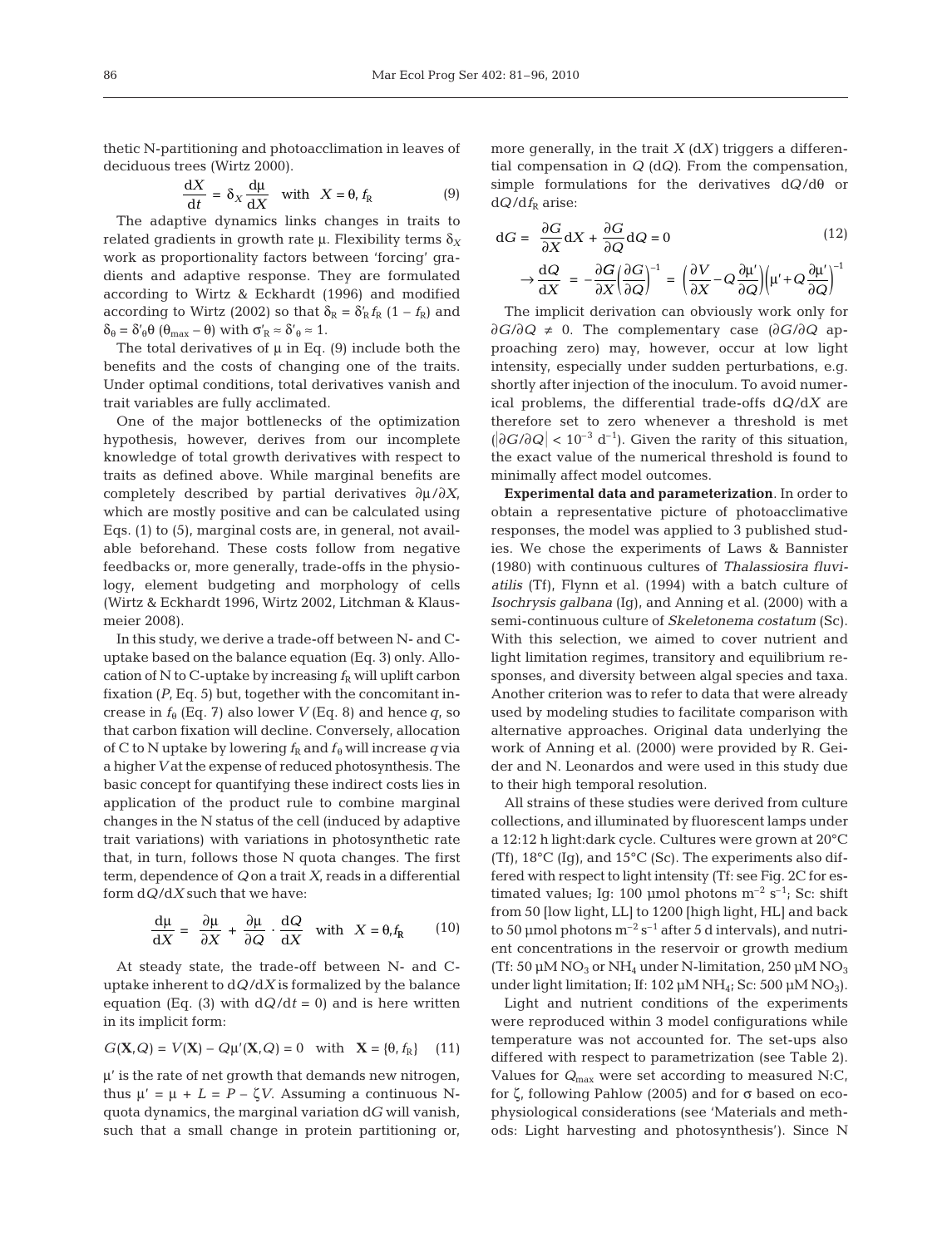thetic N-partitioning and photoacclimation in leaves of deciduous trees (Wirtz 2000).

$$\frac{dX}{dt} = \delta_X \frac{d\mu}{dX} \quad \text{with} \quad X = \theta, f_R \tag{9}$$

The adaptive dynamics links changes in traits to related gradients in growth rate $\mu$. Flexibility terms $\delta_X$ work as proportionality factors between 'forcing' gradients and adaptive response. They are formulated according to Wirtz & Eckhardt (1996) and modified according to Wirtz (2002) so that $\delta_R = \delta'_R f_R (1 - f_R)$ and $\delta_\theta = \delta'_\theta \theta (\theta_{max} - \theta)$ with $\sigma'_R \approx \delta'_\theta \approx 1$.

The total derivatives of $\mu$ in Eq. (9) include both the benefits and the costs of changing one of the traits. Under optimal conditions, total derivatives vanish and trait variables are fully acclimated.

One of the major bottlenecks of the optimization hypothesis, however, derives from our incomplete knowledge of total growth derivatives with respect to traits as defined above. While marginal benefits are completely described by partial derivatives $\partial\mu/\partial X$, which are mostly positive and can be calculated using Eqs. (1) to (5), marginal costs are, in general, not available beforehand. These costs follow from negative feedbacks or, more generally, trade-offs in the physiology, element budgeting and morphology of cells (Wirtz & Eckhardt 1996, Wirtz 2002, Litchman & Klausmeier 2008).

In this study, we derive a trade-off between N- and C-uptake based on the balance equation (Eq. 3) only. Allocation of N to C-uptake by increasing $f_R$ will uplift carbon fixation ($P$, Eq. 5) but, together with the concomitant increase in $f_\theta$ (Eq. 7) also lower $V$ (Eq. 8) and hence $q$, so that carbon fixation will decline. Conversely, allocation of C to N uptake by lowering $f_R$ and $f_\theta$ will increase $q$ via a higher $V$ at the expense of reduced photosynthesis. The basic concept for quantifying these indirect costs lies in application of the product rule to combine marginal changes in the N status of the cell (induced by adaptive trait variations) with variations in photosynthetic rate that, in turn, follows those N quota changes. The first term, dependence of $Q$ on a trait $X$, reads in a differential form $dQ/dX$ such that we have:

$$\frac{d\mu}{dX} = \frac{\partial\mu}{\partial X} + \frac{\partial\mu}{\partial Q} \cdot \frac{dQ}{dX} \quad \text{with} \quad X = \theta, f_R \tag{10}$$

At steady state, the trade-off between N- and C-uptake inherent to $dQ/dX$ is formalized by the balance equation (Eq. (3) with $dQ/dt = 0$) and is here written in its implicit form:

$$G(\mathbf{X}, Q) = V(\mathbf{X}) - Q\mu'(\mathbf{X}, Q) = 0 \quad \text{with} \quad \mathbf{X} = \{\theta, f_R\} \tag{11}$$

$\mu'$ is the rate of net growth that demands new nitrogen, thus $\mu' = \mu + L = P - \zeta V$. Assuming a continuous N-quota dynamics, the marginal variation $dG$ will vanish, such that a small change in protein partitioning or, more generally, in the trait $X$ ($dX$) triggers a differential compensation in $Q$ ($dQ$). From the compensation, simple formulations for the derivatives $dQ/d\theta$ or $dQ/df_R$ arise:

$$dG = \frac{\partial G}{\partial X}dX + \frac{\partial G}{\partial Q}dQ = 0 \tag{12}$$

$$\rightarrow \frac{dQ}{dX} = -\frac{\partial G}{\partial X}\left(\frac{\partial G}{\partial Q}\right)^{-1} = \left(\frac{\partial V}{\partial X} - Q\frac{\partial\mu'}{\partial Q}\right)\left(\mu' + Q\frac{\partial\mu'}{\partial Q}\right)^{-1}$$

The implicit derivation can obviously work only for $\partial G/\partial Q \neq 0$. The complementary case ($\partial G/\partial Q$ approaching zero) may, however, occur at low light intensity, especially under sudden perturbations, e.g. shortly after injection of the inoculum. To avoid numerical problems, the differential trade-offs $dQ/dX$ are therefore set to zero whenever a threshold is met ($|\partial G/\partial Q| < 10^{-3}$ d$^{-1}$). Given the rarity of this situation, the exact value of the numerical threshold is found to minimally affect model outcomes.

**Experimental data and parameterization**. In order to obtain a representative picture of photoacclimative responses, the model was applied to 3 published studies. We chose the experiments of Laws & Bannister (1980) with continuous cultures of *Thalassiosira fluviatilis* (Tf), Flynn et al. (1994) with a batch culture of *Isochrysis galbana* (Ig), and Anning et al. (2000) with a semi-continuous culture of *Skeletonema costatum* (Sc). With this selection, we aimed to cover nutrient and light limitation regimes, transitory and equilibrium responses, and diversity between algal species and taxa. Another criterion was to refer to data that were already used by modeling studies to facilitate comparison with alternative approaches. Original data underlying the work of Anning et al. (2000) were provided by R. Geider and N. Leonardos and were used in this study due to their high temporal resolution.

All strains of these studies were derived from culture collections, and illuminated by fluorescent lamps under a 12:12 h light:dark cycle. Cultures were grown at 20°C (Tf), 18°C (Ig), and 15°C (Sc). The experiments also differed with respect to light intensity (Tf: see Fig. 2C for estimated values; Ig: 100 µmol photons m$^{-2}$ s$^{-1}$; Sc: shift from 50 [low light, LL] to 1200 [high light, HL] and back to 50 µmol photons m$^{-2}$ s$^{-1}$ after 5 d intervals), and nutrient concentrations in the reservoir or growth medium (Tf: 50 µM $NO_3$ or $NH_4$ under N-limitation, 250 µM $NO_3$ under light limitation; If: 102 µM $NH_4$; Sc: 500 µM $NO_3$).

Light and nutrient conditions of the experiments were reproduced within 3 model configurations while temperature was not accounted for. The set-ups also differed with respect to parametrization (see Table 2). Values for $Q_{max}$ were set according to measured N:C, for $\zeta$, following Pahlow (2005) and for $\sigma$ based on ecophysiological considerations (see 'Materials and methods: Light harvesting and photosynthesis'). Since N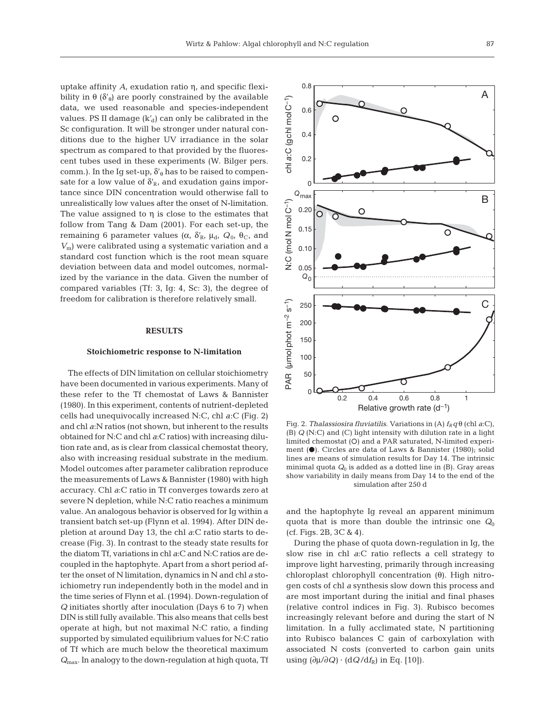uptake affinity $A$, exudation ratio $\eta$, and specific flexibility in $\theta$ ($\delta'_\theta$) are poorly constrained by the available data, we used reasonable and species-independent values. PS II damage ($k'_d$) can only be calibrated in the Sc configuration. It will be stronger under natural conditions due to the higher UV irradiance in the solar spectrum as compared to that provided by the fluorescent tubes used in these experiments (W. Bilger pers. comm.). In the Ig set-up, $\delta'_\theta$ has to be raised to compensate for a low value of $\delta'_R$, and exudation gains importance since DIN concentration would otherwise fall to unrealistically low values after the onset of N-limitation. The value assigned to $\eta$ is close to the estimates that follow from Tang & Dam (2001). For each set-up, the remaining 6 parameter values ($\alpha$, $\delta'_R$, $\mu_d$, $Q_0$, $\theta_C$, and $V_m$) were calibrated using a systematic variation and a standard cost function which is the root mean square deviation between data and model outcomes, normalized by the variance in the data. Given the number of compared variables (Tf: 3, Ig: 4, Sc: 3), the degree of freedom for calibration is therefore relatively small.

## RESULTS

### Stoichiometric response to N-limitation

The effects of DIN limitation on cellular stoichiometry have been documented in various experiments. Many of these refer to the Tf chemostat of Laws & Bannister (1980). In this experiment, contents of nutrient-depleted cells had unequivocally increased N:C, chl *a*:C (Fig. 2) and chl *a*:N ratios (not shown, but inherent to the results obtained for N:C and chl *a*:C ratios) with increasing dilution rate and, as is clear from classical chemostat theory, also with increasing residual substrate in the medium. Model outcomes after parameter calibration reproduce the measurements of Laws & Bannister (1980) with high accuracy. Chl *a*:C ratio in Tf converges towards zero at severe N depletion, while N:C ratio reaches a minimum value. An analogous behavior is observed for Ig within a transient batch set-up (Flynn et al. 1994). After DIN depletion at around Day 13, the chl *a*:C ratio starts to decrease (Fig. 3). In contrast to the steady state results for the diatom Tf, variations in chl *a*:C and N:C ratios are decoupled in the haptophyte. Apart from a short period after the onset of N limitation, dynamics in N and chl *a* stoichiometry run independently both in the model and in the time series of Flynn et al. (1994). Down-regulation of $Q$ initiates shortly after inoculation (Days 6 to 7) when DIN is still fully available. This also means that cells best operate at high, but not maximal N:C ratio, a finding supported by simulated equilibrium values for N:C ratio of Tf which are much below the theoretical maximum $Q_{max}$. In analogy to the down-regulation at high quota, Tf and the haptophyte Ig reveal an apparent minimum quota that is more than double the intrinsic one $Q_0$ (cf. Figs. 2B, 3C & 4).

During the phase of quota down-regulation in Ig, the slow rise in chl *a*:C ratio reflects a cell strategy to improve light harvesting, primarily through increasing chloroplast chlorophyll concentration ($\theta$). High nitrogen costs of chl *a* synthesis slow down this process and are most important during the initial and final phases (relative control indices in Fig. 3). Rubisco becomes increasingly relevant before and during the start of N limitation. In a fully acclimated state, N partitioning into Rubisco balances C gain of carboxylation with associated N costs (converted to carbon gain units using $(\partial\mu/\partial Q) \cdot (dQ/df_R)$ in Eq. [10]).

Fig. 2. *Thalassiosira fluviatilis*. Variations in (A) $f_R q \theta$ (chl *a*:C), (B) $Q$ (N:C) and (C) light intensity with dilution rate in a light limited chemostat (○) and a PAR saturated, N-limited experiment (●). Circles are data of Laws & Bannister (1980); solid lines are means of simulation results for Day 14. The intrinsic minimal quota $Q_0$ is added as a dotted line in (B). Gray areas show variability in daily means from Day 14 to the end of the simulation after 250 d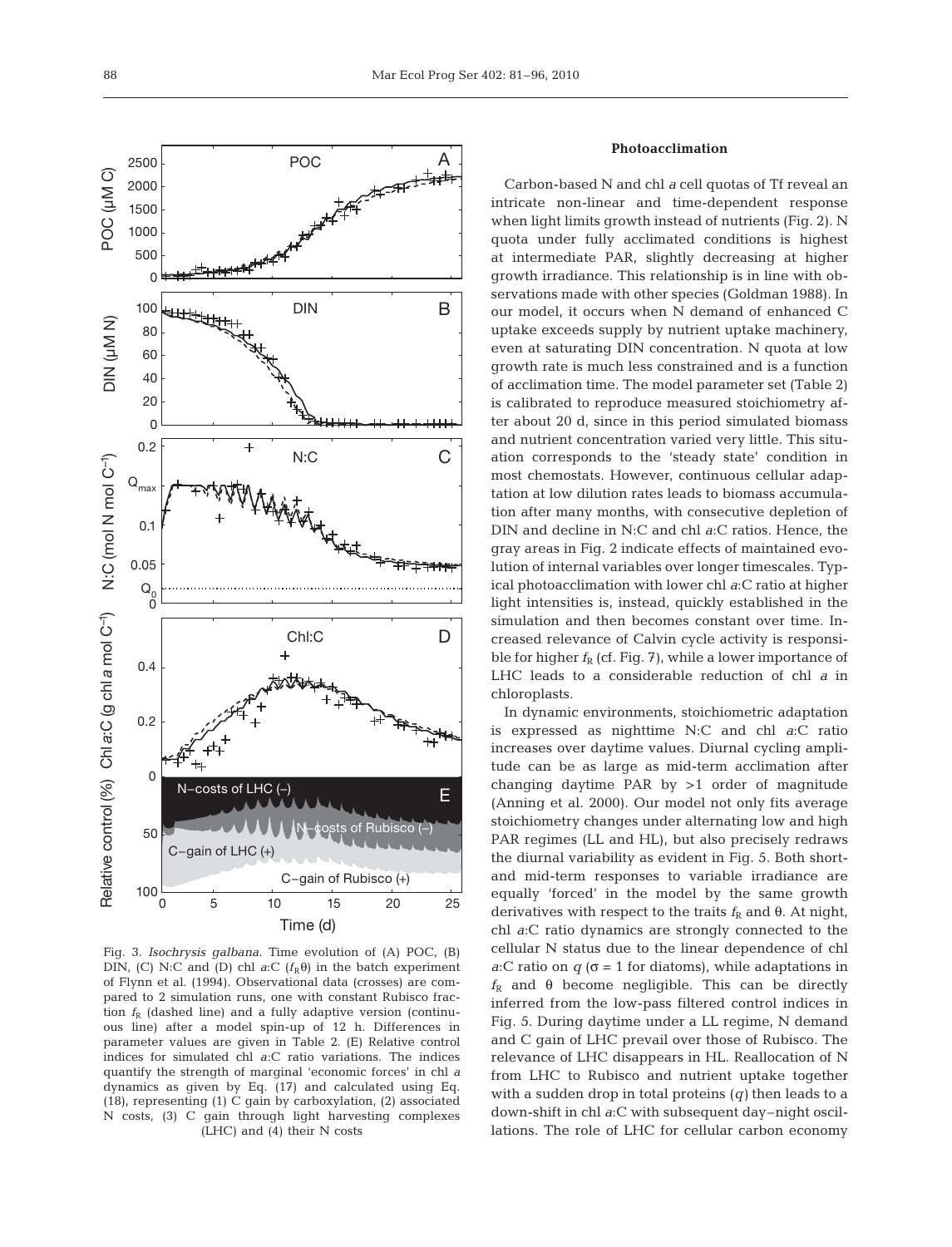Fig. 3. *Isochrysis galbana*. Time evolution of (A) POC, (B) DIN, (C) N:C and (D) chl *a*:C ($f_R\theta$) in the batch experiment of Flynn et al. (1994). Observational data (crosses) are compared to 2 simulation runs, one with constant Rubisco fraction $f_R$ (dashed line) and a fully adaptive version (continuous line) after a model spin-up of 12 h. Differences in parameter values are given in Table 2. (E) Relative control indices for simulated chl *a*:C ratio variations. The indices quantify the strength of marginal 'economic forces' in chl *a* dynamics as given by Eq. (17) and calculated using Eq. (18), representing (1) C gain by carboxylation, (2) associated N costs, (3) C gain through light harvesting complexes (LHC) and (4) their N costs

### Photoacclimation

Carbon-based N and chl *a* cell quotas of Tf reveal an intricate non-linear and time-dependent response when light limits growth instead of nutrients (Fig. 2). N quota under fully acclimated conditions is highest at intermediate PAR, slightly decreasing at higher growth irradiance. This relationship is in line with observations made with other species (Goldman 1988). In our model, it occurs when N demand of enhanced C uptake exceeds supply by nutrient uptake machinery, even at saturating DIN concentration. N quota at low growth rate is much less constrained and is a function of acclimation time. The model parameter set (Table 2) is calibrated to reproduce measured stoichiometry after about 20 d, since in this period simulated biomass and nutrient concentration varied very little. This situation corresponds to the 'steady state' condition in most chemostats. However, continuous cellular adaptation at low dilution rates leads to biomass accumulation after many months, with consecutive depletion of DIN and decline in N:C and chl *a*:C ratios. Hence, the gray areas in Fig. 2 indicate effects of maintained evolution of internal variables over longer timescales. Typical photoacclimation with lower chl *a*:C ratio at higher light intensities is, instead, quickly established in the simulation and then becomes constant over time. Increased relevance of Calvin cycle activity is responsible for higher $f_R$ (cf. Fig. 7), while a lower importance of LHC leads to a considerable reduction of chl *a* in chloroplasts.

In dynamic environments, stoichiometric adaptation is expressed as nighttime N:C and chl *a*:C ratio increases over daytime values. Diurnal cycling amplitude can be as large as mid-term acclimation after changing daytime PAR by >1 order of magnitude (Anning et al. 2000). Our model not only fits average stoichiometry changes under alternating low and high PAR regimes (LL and HL), but also precisely redraws the diurnal variability as evident in Fig. 5. Both short- and mid-term responses to variable irradiance are equally 'forced' in the model by the same growth derivatives with respect to the traits $f_R$ and $\theta$. At night, chl *a*:C ratio dynamics are strongly connected to the cellular N status due to the linear dependence of chl *a*:C ratio on $q$ ($\sigma = 1$ for diatoms), while adaptations in $f_R$ and $\theta$ become negligible. This can be directly inferred from the low-pass filtered control indices in Fig. 5. During daytime under a LL regime, N demand and C gain of LHC prevail over those of Rubisco. The relevance of LHC disappears in HL. Reallocation of N from LHC to Rubisco and nutrient uptake together with a sudden drop in total proteins ($q$) then leads to a down-shift in chl *a*:C with subsequent day–night oscillations. The role of LHC for cellular carbon economy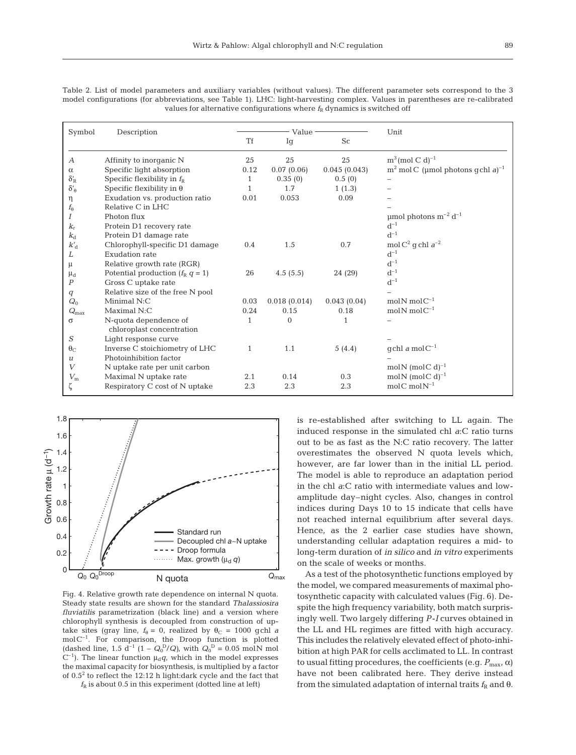Table 2. List of model parameters and auxiliary variables (without values). The different parameter sets correspond to the 3 model configurations (for abbreviations, see Table 1). LHC: light-harvesting complex. Values in parentheses are re-calibrated values for alternative configurations where $f_R$ dynamics is switched off

| Symbol | Description | Value | | | Unit |
|---|---|---|---|---|---|
| | | Tf | Ig | Sc | |
| $A$ | Affinity to inorganic N | 25 | 25 | 25 | $m^3 (mol\ C\ d)^{-1}$ |
| $\alpha$ | Specific light absorption | 0.12 | 0.07 (0.06) | 0.045 (0.043) | $m^2$ mol C (µmol photons g chl $a)^{-1}$ |
| $\delta'_R$ | Specific flexibility in $f_R$ | 1 | 0.35 (0) | 0.5 (0) | – |
| $\delta'_\theta$ | Specific flexibility in $\theta$ | 1 | 1.7 | 1 (1.3) | – |
| $\eta$ | Exudation vs. production ratio | 0.01 | 0.053 | 0.09 | – |
| $f_\theta$ | Relative C in LHC | | | | – |
| $I$ | Photon flux | | | | µmol photons $m^{-2}\ d^{-1}$ |
| $k_r$ | Protein D1 recovery rate | | | | $d^{-1}$ |
| $k_d$ | Protein D1 damage rate | | | | $d^{-1}$ |
| $k'_d$ | Chlorophyll-specific D1 damage | 0.4 | 1.5 | 0.7 | mol $C^2$ g chl $a^{-2}$ |
| $L$ | Exudation rate | | | | $d^{-1}$ |
| $\mu$ | Relative growth rate (RGR) | | | | $d^{-1}$ |
| $\mu_d$ | Potential production ($f_R\ q = 1$) | 26 | 4.5 (5.5) | 24 (29) | $d^{-1}$ |
| $P$ | Gross C uptake rate | | | | $d^{-1}$ |
| $q$ | Relative size of the free N pool | | | | – |
| $Q_0$ | Minimal N:C | 0.03 | 0.018 (0.014) | 0.043 (0.04) | mol N mol $C^{-1}$ |
| $Q_{max}$ | Maximal N:C | 0.24 | 0.15 | 0.18 | mol N mol $C^{-1}$ |
| $\sigma$ | N-quota dependence of chloroplast concentration | 1 | 0 | 1 | – |
| $S$ | Light response curve | | | | – |
| $\theta_C$ | Inverse C stoichiometry of LHC | 1 | 1.1 | 5 (4.4) | g chl $a$ mol $C^{-1}$ |
| $u$ | Photoinhibition factor | | | | – |
| $V$ | N uptake rate per unit carbon | | | | mol N (mol C d$)^{-1}$ |
| $V_m$ | Maximal N uptake rate | 2.1 | 0.14 | 0.3 | mol N (mol C d$)^{-1}$ |
| $\zeta$ | Respiratory C cost of N uptake | 2.3 | 2.3 | 2.3 | mol C mol $N^{-1}$ |

Fig. 4. Relative growth rate dependence on internal N quota. Steady state results are shown for the standard *Thalassiosira fluviatilis* parametrization (black line) and a version where chlorophyll synthesis is decoupled from construction of uptake sites (gray line, $f_\theta = 0$, realized by $\theta_C = 1000$ g chl $a$ mol$C^{-1}$. For comparison, the Droop function is plotted (dashed line, 1.5 $d^{-1}$ $(1 - Q_0^D/Q)$, with $Q_0^D = 0.05$ mol N mol $C^{-1}$). The linear function $\mu_d q$, which in the model expresses the maximal capacity for biosynthesis, is multiplied by a factor of $0.5^2$ to reflect the 12:12 h light:dark cycle and the fact that $f_R$ is about 0.5 in this experiment (dotted line at left)

is re-established after switching to LL again. The induced response in the simulated chl $a$:C ratio turns out to be as fast as the N:C ratio recovery. The latter overestimates the observed N quota levels which, however, are far lower than in the initial LL period. The model is able to reproduce an adaptation period in the chl $a$:C ratio with intermediate values and low-amplitude day–night cycles. Also, changes in control indices during Days 10 to 15 indicate that cells have not reached internal equilibrium after several days. Hence, as the 2 earlier case studies have shown, understanding cellular adaptation requires a mid- to long-term duration of *in silico* and *in vitro* experiments on the scale of weeks or months.

As a test of the photosynthetic functions employed by the model, we compared measurements of maximal photosynthetic capacity with calculated values (Fig. 6). Despite the high frequency variability, both match surprisingly well. Two largely differing $P$-$I$ curves obtained in the LL and HL regimes are fitted with high accuracy. This includes the relatively elevated effect of photo-inhibition at high PAR for cells acclimated to LL. In contrast to usual fitting procedures, the coefficients (e.g. $P_{max}$, $\alpha$) have not been calibrated here. They derive instead from the simulated adaptation of internal traits $f_R$ and $\theta$.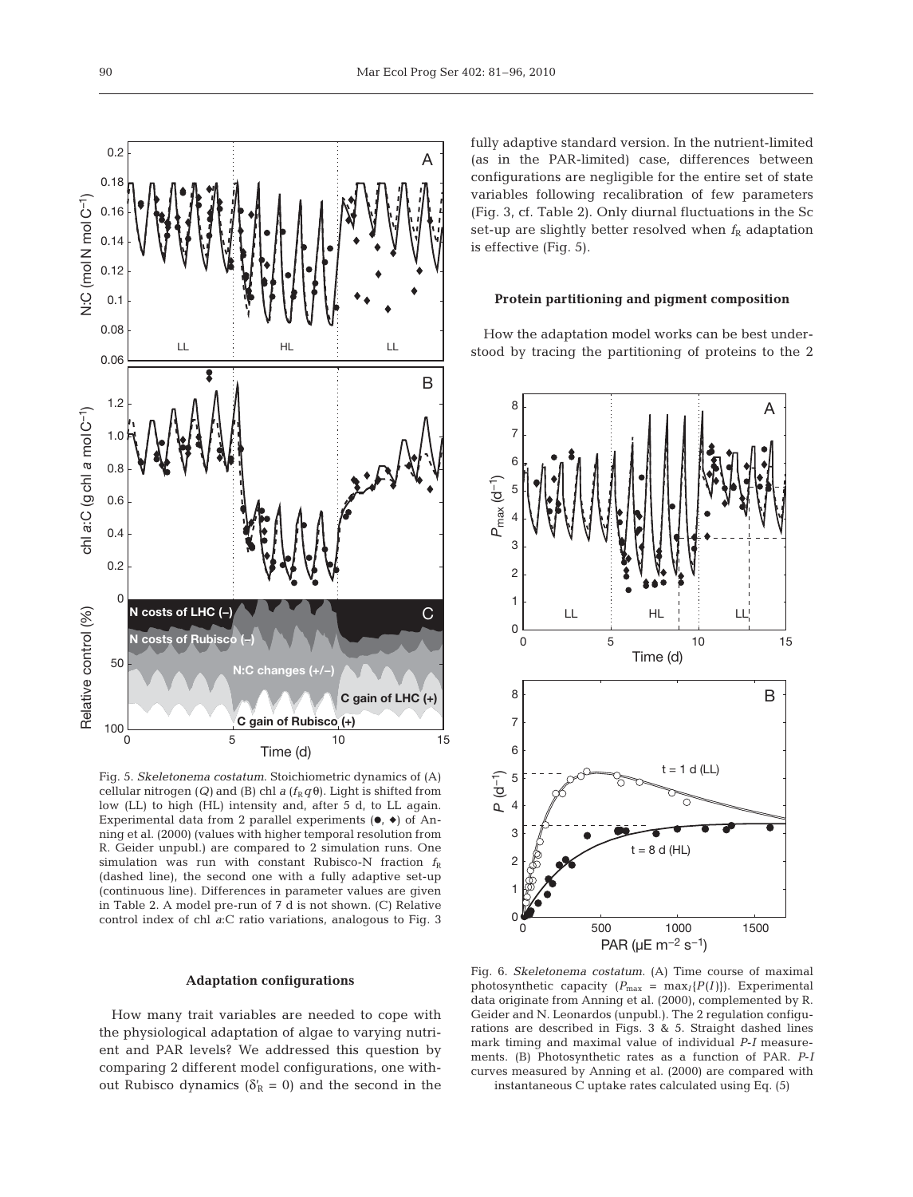Fig. 5. *Skeletonema costatum*. Stoichiometric dynamics of (A) cellular nitrogen ($Q$) and (B) chl *a* ($f_R q \theta$). Light is shifted from low (LL) to high (HL) intensity and, after 5 d, to LL again. Experimental data from 2 parallel experiments (●, ◆) of Anning et al. (2000) (values with higher temporal resolution from R. Geider unpubl.) are compared to 2 simulation runs. One simulation was run with constant Rubisco-N fraction $f_R$ (dashed line), the second one with a fully adaptive set-up (continuous line). Differences in parameter values are given in Table 2. A model pre-run of 7 d is not shown. (C) Relative control index of chl *a*:C ratio variations, analogous to Fig. 3

### Adaptation configurations

How many trait variables are needed to cope with the physiological adaptation of algae to varying nutrient and PAR levels? We addressed this question by comparing 2 different model configurations, one without Rubisco dynamics ($\delta'_R = 0$) and the second in the fully adaptive standard version. In the nutrient-limited (as in the PAR-limited) case, differences between configurations are negligible for the entire set of state variables following recalibration of few parameters (Fig. 3, cf. Table 2). Only diurnal fluctuations in the Sc set-up are slightly better resolved when $f_R$ adaptation is effective (Fig. 5).

### Protein partitioning and pigment composition

How the adaptation model works can be best understood by tracing the partitioning of proteins to the 2

Fig. 6. *Skeletonema costatum*. (A) Time course of maximal photosynthetic capacity ($P_{max} = \max_I\{P(I)\}$). Experimental data originate from Anning et al. (2000), complemented by R. Geider and N. Leonardos (unpubl.). The 2 regulation configurations are described in Figs. 3 & 5. Straight dashed lines mark timing and maximal value of individual *P-I* measurements. (B) Photosynthetic rates as a function of PAR. *P-I* curves measured by Anning et al. (2000) are compared with instantaneous C uptake rates calculated using Eq. (5)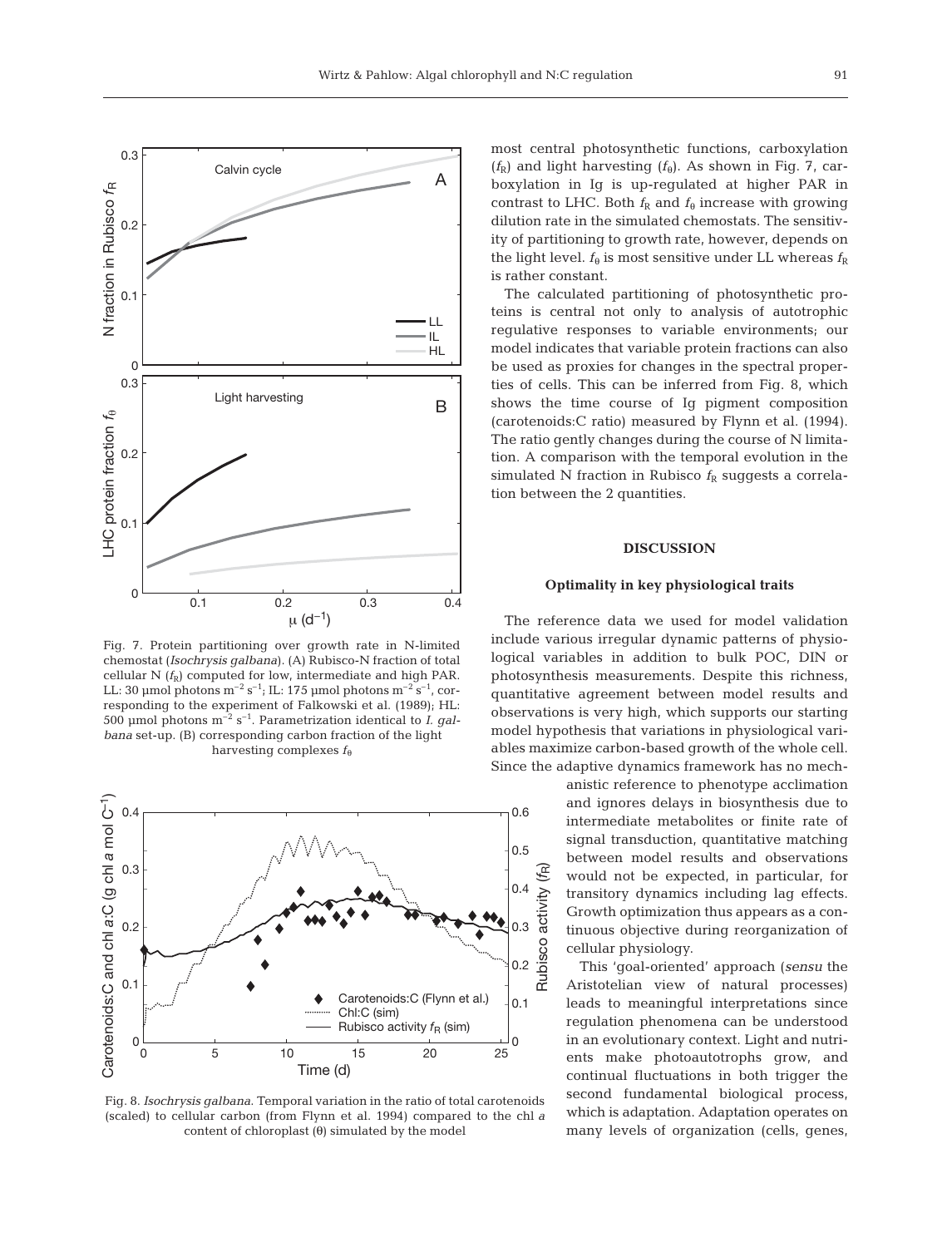most central photosynthetic functions, carboxylation ($f_R$) and light harvesting ($f_\theta$). As shown in Fig. 7, carboxylation in Ig is up-regulated at higher PAR in contrast to LHC. Both $f_R$ and $f_\theta$ increase with growing dilution rate in the simulated chemostats. The sensitivity of partitioning to growth rate, however, depends on the light level. $f_\theta$ is most sensitive under LL whereas $f_R$ is rather constant.

The calculated partitioning of photosynthetic proteins is central not only to analysis of autotrophic regulative responses to variable environments; our model indicates that variable protein fractions can also be used as proxies for changes in the spectral properties of cells. This can be inferred from Fig. 8, which shows the time course of Ig pigment composition (carotenoids:C ratio) measured by Flynn et al. (1994). The ratio gently changes during the course of N limitation. A comparison with the temporal evolution in the simulated N fraction in Rubisco $f_R$ suggests a correlation between the 2 quantities.

Fig. 7. Protein partitioning over growth rate in N-limited chemostat (*Isochrysis galbana*). (A) Rubisco-N fraction of total cellular N ($f_R$) computed for low, intermediate and high PAR. LL: 30 µmol photons $m^{-2}$ $s^{-1}$; IL: 175 µmol photons $m^{-2}$ $s^{-1}$, corresponding to the experiment of Falkowski et al. (1989); HL: 500 µmol photons $m^{-2}$ $s^{-1}$. Parametrization identical to *I. galbana* set-up. (B) corresponding carbon fraction of the light harvesting complexes $f_\theta$

Fig. 8. *Isochrysis galbana*. Temporal variation in the ratio of total carotenoids (scaled) to cellular carbon (from Flynn et al. 1994) compared to the chl *a* content of chloroplast (θ) simulated by the model

## DISCUSSION

### Optimality in key physiological traits

The reference data we used for model validation include various irregular dynamic patterns of physiological variables in addition to bulk POC, DIN or photosynthesis measurements. Despite this richness, quantitative agreement between model results and observations is very high, which supports our starting model hypothesis that variations in physiological variables maximize carbon-based growth of the whole cell. Since the adaptive dynamics framework has no mechanistic reference to phenotype acclimation and ignores delays in biosynthesis due to intermediate metabolites or finite rate of signal transduction, quantitative matching between model results and observations would not be expected, in particular, for transitory dynamics including lag effects. Growth optimization thus appears as a continuous objective during reorganization of cellular physiology.

This 'goal-oriented' approach (*sensu* the Aristotelian view of natural processes) leads to meaningful interpretations since regulation phenomena can be understood in an evolutionary context. Light and nutrients make photoautotrophs grow, and continual fluctuations in both trigger the second fundamental biological process, which is adaptation. Adaptation operates on many levels of organization (cells, genes,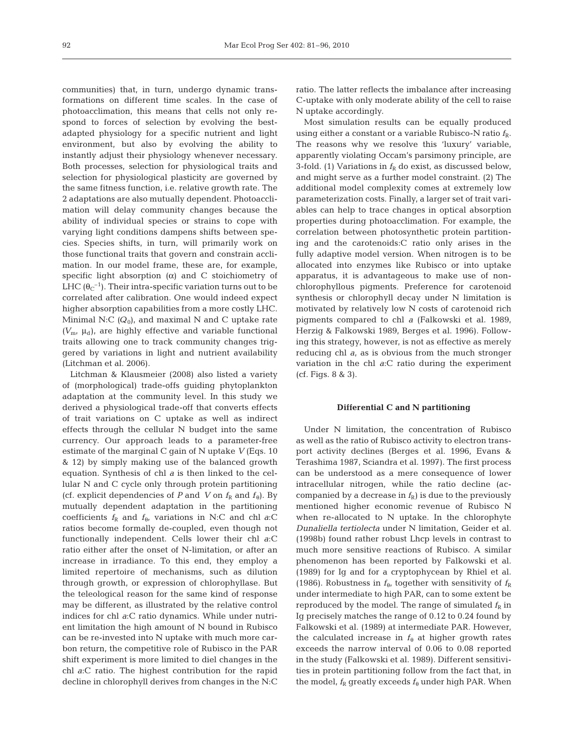communities) that, in turn, undergo dynamic transformations on different time scales. In the case of photoacclimation, this means that cells not only respond to forces of selection by evolving the best-adapted physiology for a specific nutrient and light environment, but also by evolving the ability to instantly adjust their physiology whenever necessary. Both processes, selection for physiological traits and selection for physiological plasticity are governed by the same fitness function, i.e. relative growth rate. The 2 adaptations are also mutually dependent. Photoacclimation will delay community changes because the ability of individual species or strains to cope with varying light conditions dampens shifts between species. Species shifts, in turn, will primarily work on those functional traits that govern and constrain acclimation. In our model frame, these are, for example, specific light absorption ($\alpha$) and C stoichiometry of LHC ($\theta_C^{-1}$). Their intra-specific variation turns out to be correlated after calibration. One would indeed expect higher absorption capabilities from a more costly LHC. Minimal N:C ($Q_0$), and maximal N and C uptake rate ($V_m$, $\mu_d$), are highly effective and variable functional traits allowing one to track community changes triggered by variations in light and nutrient availability (Litchman et al. 2006).

Litchman & Klausmeier (2008) also listed a variety of (morphological) trade-offs guiding phytoplankton adaptation at the community level. In this study we derived a physiological trade-off that converts effects of trait variations on C uptake as well as indirect effects through the cellular N budget into the same currency. Our approach leads to a parameter-free estimate of the marginal C gain of N uptake $V$ (Eqs. 10 & 12) by simply making use of the balanced growth equation. Synthesis of chl *a* is then linked to the cellular N and C cycle only through protein partitioning (cf. explicit dependencies of $P$ and $V$ on $f_R$ and $f_\theta$). By mutually dependent adaptation in the partitioning coefficients $f_R$ and $f_\theta$, variations in N:C and chl *a*:C ratios become formally de-coupled, even though not functionally independent. Cells lower their chl *a*:C ratio either after the onset of N-limitation, or after an increase in irradiance. To this end, they employ a limited repertoire of mechanisms, such as dilution through growth, or expression of chlorophyllase. But the teleological reason for the same kind of response may be different, as illustrated by the relative control indices for chl *a*:C ratio dynamics. While under nutrient limitation the high amount of N bound in Rubisco can be re-invested into N uptake with much more carbon return, the competitive role of Rubisco in the PAR shift experiment is more limited to diel changes in the chl *a*:C ratio. The highest contribution for the rapid decline in chlorophyll derives from changes in the N:C ratio. The latter reflects the imbalance after increasing C-uptake with only moderate ability of the cell to raise N uptake accordingly.

Most simulation results can be equally produced using either a constant or a variable Rubisco-N ratio $f_R$. The reasons why we resolve this 'luxury' variable, apparently violating Occam's parsimony principle, are 3-fold. (1) Variations in $f_R$ do exist, as discussed below, and might serve as a further model constraint. (2) The additional model complexity comes at extremely low parameterization costs. Finally, a larger set of trait variables can help to trace changes in optical absorption properties during photoacclimation. For example, the correlation between photosynthetic protein partitioning and the carotenoids:C ratio only arises in the fully adaptive model version. When nitrogen is to be allocated into enzymes like Rubisco or into uptake apparatus, it is advantageous to make use of non-chlorophyllous pigments. Preference for carotenoid synthesis or chlorophyll decay under N limitation is motivated by relatively low N costs of carotenoid rich pigments compared to chl *a* (Falkowski et al. 1989, Herzig & Falkowski 1989, Berges et al. 1996). Following this strategy, however, is not as effective as merely reducing chl *a*, as is obvious from the much stronger variation in the chl *a*:C ratio during the experiment (cf. Figs. 8 & 3).

### Differential C and N partitioning

Under N limitation, the concentration of Rubisco as well as the ratio of Rubisco activity to electron transport activity declines (Berges et al. 1996, Evans & Terashima 1987, Sciandra et al. 1997). The first process can be understood as a mere consequence of lower intracellular nitrogen, while the ratio decline (accompanied by a decrease in $f_R$) is due to the previously mentioned higher economic revenue of Rubisco N when re-allocated to N uptake. In the chlorophyte *Dunaliella tertiolecta* under N limitation, Geider et al. (1998b) found rather robust Lhcp levels in contrast to much more sensitive reactions of Rubisco. A similar phenomenon has been reported by Falkowski et al. (1989) for Ig and for a cryptophycean by Rhiel et al. (1986). Robustness in $f_\theta$, together with sensitivity of $f_R$ under intermediate to high PAR, can to some extent be reproduced by the model. The range of simulated $f_R$ in Ig precisely matches the range of 0.12 to 0.24 found by Falkowski et al. (1989) at intermediate PAR. However, the calculated increase in $f_\theta$ at higher growth rates exceeds the narrow interval of 0.06 to 0.08 reported in the study (Falkowski et al. 1989). Different sensitivities in protein partitioning follow from the fact that, in the model, $f_R$ greatly exceeds $f_\theta$ under high PAR. When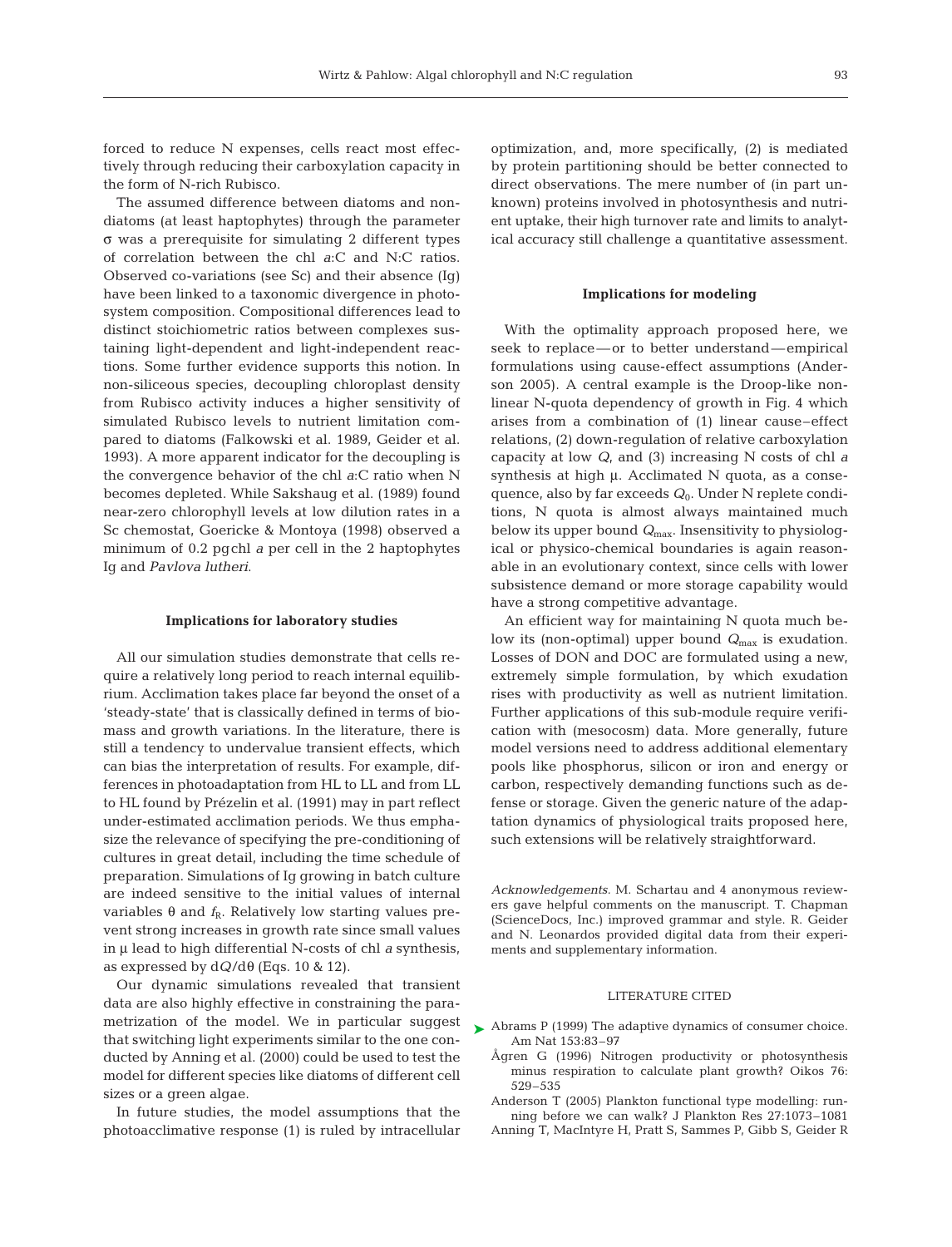forced to reduce N expenses, cells react most effectively through reducing their carboxylation capacity in the form of N-rich Rubisco.

The assumed difference between diatoms and non-diatoms (at least haptophytes) through the parameter $\sigma$ was a prerequisite for simulating 2 different types of correlation between the chl *a*:C and N:C ratios. Observed co-variations (see Sc) and their absence (Ig) have been linked to a taxonomic divergence in photosystem composition. Compositional differences lead to distinct stoichiometric ratios between complexes sustaining light-dependent and light-independent reactions. Some further evidence supports this notion. In non-siliceous species, decoupling chloroplast density from Rubisco activity induces a higher sensitivity of simulated Rubisco levels to nutrient limitation compared to diatoms (Falkowski et al. 1989, Geider et al. 1993). A more apparent indicator for the decoupling is the convergence behavior of the chl *a*:C ratio when N becomes depleted. While Sakshaug et al. (1989) found near-zero chlorophyll levels at low dilution rates in a Sc chemostat, Goericke & Montoya (1998) observed a minimum of 0.2 pg chl *a* per cell in the 2 haptophytes Ig and *Pavlova lutheri*.

## Implications for laboratory studies

All our simulation studies demonstrate that cells require a relatively long period to reach internal equilibrium. Acclimation takes place far beyond the onset of a 'steady-state' that is classically defined in terms of biomass and growth variations. In the literature, there is still a tendency to undervalue transient effects, which can bias the interpretation of results. For example, differences in photoadaptation from HL to LL and from LL to HL found by Prézelin et al. (1991) may in part reflect under-estimated acclimation periods. We thus emphasize the relevance of specifying the pre-conditioning of cultures in great detail, including the time schedule of preparation. Simulations of Ig growing in batch culture are indeed sensitive to the initial values of internal variables $\theta$ and $f_R$. Relatively low starting values prevent strong increases in growth rate since small values in $\mu$ lead to high differential N-costs of chl *a* synthesis, as expressed by $dQ/d\theta$ (Eqs. 10 & 12).

Our dynamic simulations revealed that transient data are also highly effective in constraining the parametrization of the model. We in particular suggest that switching light experiments similar to the one conducted by Anning et al. (2000) could be used to test the model for different species like diatoms of different cell sizes or a green algae.

In future studies, the model assumptions that the photoacclimative response (1) is ruled by intracellular optimization, and, more specifically, (2) is mediated by protein partitioning should be better connected to direct observations. The mere number of (in part unknown) proteins involved in photosynthesis and nutrient uptake, their high turnover rate and limits to analytical accuracy still challenge a quantitative assessment.

## Implications for modeling

With the optimality approach proposed here, we seek to replace—or to better understand—empirical formulations using cause-effect assumptions (Anderson 2005). A central example is the Droop-like nonlinear N-quota dependency of growth in Fig. 4 which arises from a combination of (1) linear cause–effect relations, (2) down-regulation of relative carboxylation capacity at low $Q$, and (3) increasing N costs of chl *a* synthesis at high $\mu$. Acclimated N quota, as a consequence, also by far exceeds $Q_0$. Under N replete conditions, N quota is almost always maintained much below its upper bound $Q_{max}$. Insensitivity to physiological or physico-chemical boundaries is again reasonable in an evolutionary context, since cells with lower subsistence demand or more storage capability would have a strong competitive advantage.

An efficient way for maintaining N quota much below its (non-optimal) upper bound $Q_{max}$ is exudation. Losses of DON and DOC are formulated using a new, extremely simple formulation, by which exudation rises with productivity as well as nutrient limitation. Further applications of this sub-module require verification with (mesocosm) data. More generally, future model versions need to address additional elementary pools like phosphorus, silicon or iron and energy or carbon, respectively demanding functions such as defense or storage. Given the generic nature of the adaptation dynamics of physiological traits proposed here, such extensions will be relatively straightforward.

*Acknowledgements.* M. Schartau and 4 anonymous reviewers gave helpful comments on the manuscript. T. Chapman (ScienceDocs, Inc.) improved grammar and style. R. Geider and N. Leonardos provided digital data from their experiments and supplementary information.

## LITERATURE CITED

- Abrams P (1999) The adaptive dynamics of consumer choice. Am Nat 153:83–97
- Ågren G (1996) Nitrogen productivity or photosynthesis minus respiration to calculate plant growth? Oikos 76: 529–535
- Anderson T (2005) Plankton functional type modelling: running before we can walk? J Plankton Res 27:1073–1081
- Anning T, MacIntyre H, Pratt S, Sammes P, Gibb S, Geider R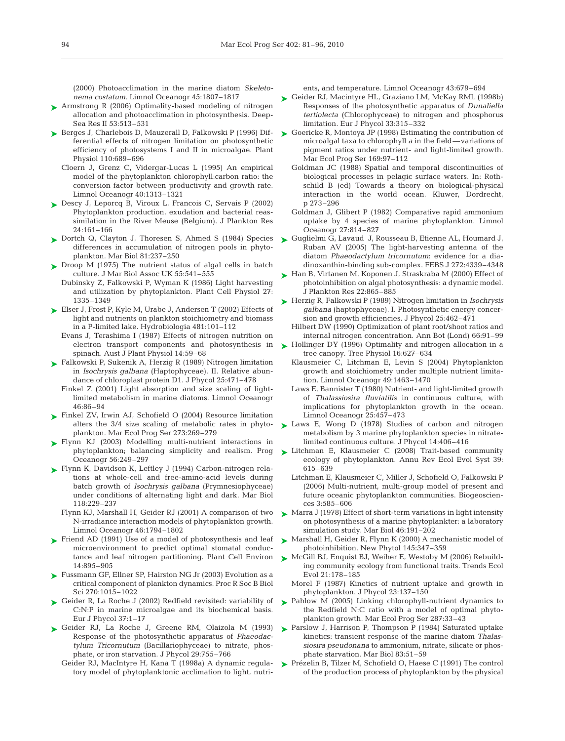(2000) Photoacclimation in the marine diatom *Skeletonema costatum.* Limnol Oceanogr 45:1807–1817

Armstrong R (2006) Optimality-based modeling of nitrogen allocation and photoacclimation in photosynthesis. Deep-Sea Res II 53:513–531

Berges J, Charlebois D, Mauzerall D, Falkowski P (1996) Differential effects of nitrogen limitation on photosynthetic efficiency of photosystems I and II in microalgae. Plant Physiol 110:689–696

Cloern J, Grenz C, Vidergar-Lucas L (1995) An empirical model of the phytoplankton chlorophyll:carbon ratio: the conversion factor between productivity and growth rate. Limnol Oceanogr 40:1313–1321

Descy J, Leporcq B, Viroux L, Francois C, Servais P (2002) Phytoplankton production, exudation and bacterial reassimilation in the River Meuse (Belgium). J Plankton Res 24:161–166

Dortch Q, Clayton J, Thoresen S, Ahmed S (1984) Species differences in accumulation of nitrogen pools in phytoplankton. Mar Biol 81:237–250

Droop M (1975) The nutrient status of algal cells in batch culture. J Mar Biol Assoc UK 55:541–555

Dubinsky Z, Falkowski P, Wyman K (1986) Light harvesting and utilization by phytoplankton. Plant Cell Physiol 27: 1335–1349

Elser J, Frost P, Kyle M, Urabe J, Andersen T (2002) Effects of light and nutrients on plankton stoichiometry and biomass in a P-limited lake. Hydrobiologia 481:101–112

Evans J, Terashima I (1987) Effects of nitrogen nutrition on electron transport components and photosynthesis in spinach. Aust J Plant Physiol 14:59–68

Falkowski P, Sukenik A, Herzig R (1989) Nitrogen limitation in *Isochrysis galbana* (Haptophyceae). II. Relative abundance of chloroplast protein D1. J Phycol 25:471–478

Finkel Z (2001) Light absorption and size scaling of light-limited metabolism in marine diatoms. Limnol Oceanogr 46:86–94

Finkel ZV, Irwin AJ, Schofield O (2004) Resource limitation alters the 3/4 size scaling of metabolic rates in phytoplankton. Mar Ecol Prog Ser 273:269–279

Flynn KJ (2003) Modelling multi-nutrient interactions in phytoplankton; balancing simplicity and realism. Prog Oceanogr 56:249–297

Flynn K, Davidson K, Leftley J (1994) Carbon-nitrogen relations at whole-cell and free-amino-acid levels during batch growth of *Isochrysis galbana* (Prymnesiophyceae) under conditions of alternating light and dark. Mar Biol 118:229–237

Flynn KJ, Marshall H, Geider RJ (2001) A comparison of two N-irradiance interaction models of phytoplankton growth. Limnol Oceanogr 46:1794–1802

Friend AD (1991) Use of a model of photosynthesis and leaf microenvironment to predict optimal stomatal conductance and leaf nitrogen partitioning. Plant Cell Environ 14:895–905

Fussmann GF, Ellner SP, Hairston NG Jr (2003) Evolution as a critical component of plankton dynamics. Proc R Soc B Biol Sci 270:1015–1022

Geider R, La Roche J (2002) Redfield revisited: variability of C:N:P in marine microalgae and its biochemical basis. Eur J Phycol 37:1–17

Geider RJ, La Roche J, Greene RM, Olaizola M (1993) Response of the photosynthetic apparatus of *Phaeodactylum Tricornutum* (Bacillariophyceae) to nitrate, phosphate, or iron starvation. J Phycol 29:755–766

Geider RJ, MacIntyre H, Kana T (1998a) A dynamic regulatory model of phytoplanktonic acclimation to light, nutrients, and temperature. Limnol Oceanogr 43:679–694

Geider RJ, Macintyre HL, Graziano LM, McKay RML (1998b) Responses of the photosynthetic apparatus of *Dunaliella tertiolecta* (Chlorophyceae) to nitrogen and phosphorus limitation. Eur J Phycol 33:315–332

Goericke R, Montoya JP (1998) Estimating the contribution of microalgal taxa to chlorophyll *a* in the field—variations of pigment ratios under nutrient- and light-limited growth. Mar Ecol Prog Ser 169:97–112

Goldman JC (1988) Spatial and temporal discontinuities of biological processes in pelagic surface waters. In: Rothschild B (ed) Towards a theory on biological-physical interaction in the world ocean. Kluwer, Dordrecht, p 273–296

Goldman J, Glibert P (1982) Comparative rapid ammonium uptake by 4 species of marine phytoplankton. Limnol Oceanogr 27:814–827

Guglielmi G, Lavaud J, Rousseau B, Etienne AL, Houmard J, Ruban AV (2005) The light-harvesting antenna of the diatom *Phaeodactylum tricornutum*: evidence for a diadinoxanthin-binding sub-complex. FEBS J 272:4339–4348

Han B, Virtanen M, Koponen J, Straskraba M (2000) Effect of photoinhibition on algal photosynthesis: a dynamic model. J Plankton Res 22:865–885

Herzig R, Falkowski P (1989) Nitrogen limitation in *Isochrysis galbana* (haptophyceae). I. Photosynthetic energy concersion and growth efficiencies. J Phycol 25:462–471

Hilbert DW (1990) Optimization of plant root/shoot ratios and internal nitrogen concentration. Ann Bot (Lond) 66:91–99

Hollinger DY (1996) Optimality and nitrogen allocation in a tree canopy. Tree Physiol 16:627–634

Klausmeier C, Litchman E, Levin S (2004) Phytoplankton growth and stoichiometry under multiple nutrient limitation. Limnol Oceanogr 49:1463–1470

Laws E, Bannister T (1980) Nutrient- and light-limited growth of *Thalassiosira fluviatilis* in continuous culture, with implications for phytoplankton growth in the ocean. Limnol Oceanogr 25:457–473

Laws E, Wong D (1978) Studies of carbon and nitrogen metabolism by 3 marine phytoplankton species in nitrate-limited continuous culture. J Phycol 14:406–416

Litchman E, Klausmeier C (2008) Trait-based community ecology of phytoplankton. Annu Rev Ecol Evol Syst 39: 615–639

Litchman E, Klausmeier C, Miller J, Schofield O, Falkowski P (2006) Multi-nutrient, multi-group model of present and future oceanic phytoplankton communities. Biogeosciences 3:585–606

Marra J (1978) Effect of short-term variations in light intensity on photosynthesis of a marine phytoplankter: a laboratory simulation study. Mar Biol 46:191–202

Marshall H, Geider R, Flynn K (2000) A mechanistic model of photoinhibition. New Phytol 145:347–359

McGill BJ, Enquist BJ, Weiher E, Westoby M (2006) Rebuilding community ecology from functional traits. Trends Ecol Evol 21:178–185

Morel F (1987) Kinetics of nutrient uptake and growth in phytoplankton. J Phycol 23:137–150

Pahlow M (2005) Linking chlorophyll-nutrient dynamics to the Redfield N:C ratio with a model of optimal phytoplankton growth. Mar Ecol Prog Ser 287:33–43

Parslow J, Harrison P, Thompson P (1984) Saturated uptake kinetics: transient response of the marine diatom *Thalassiosira pseudonana* to ammonium, nitrate, silicate or phosphate starvation. Mar Biol 83:51–59

Prézelin B, Tilzer M, Schofield O, Haese C (1991) The control of the production process of phytoplankton by the physical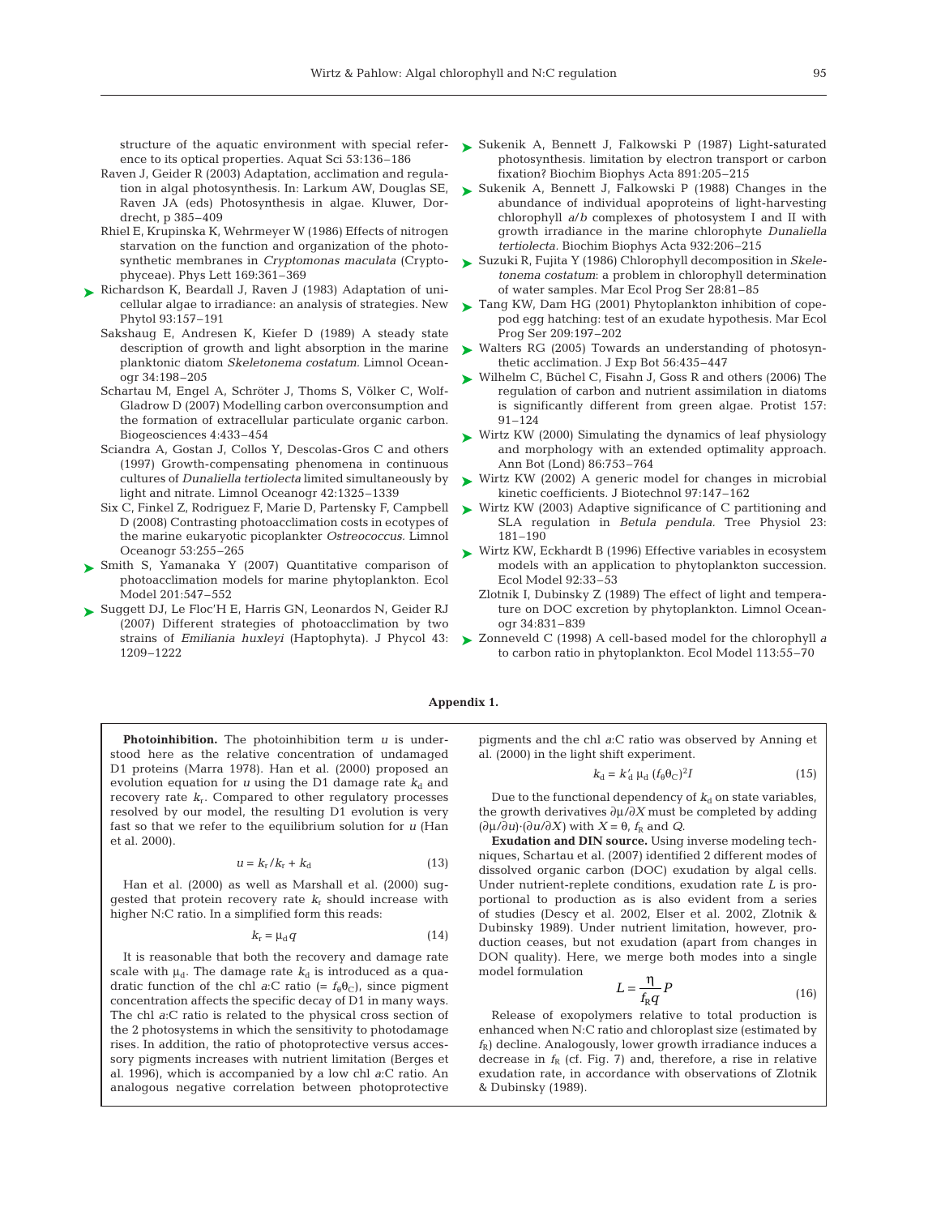structure of the aquatic environment with special reference to its optical properties. Aquat Sci 53:136–186

Raven J, Geider R (2003) Adaptation, acclimation and regulation in algal photosynthesis. In: Larkum AW, Douglas SE, Raven JA (eds) Photosynthesis in algae. Kluwer, Dordrecht, p 385–409

Rhiel E, Krupinska K, Wehrmeyer W (1986) Effects of nitrogen starvation on the function and organization of the photosynthetic membranes in *Cryptomonas maculata* (Cryptophyceae). Phys Lett 169:361–369

Richardson K, Beardall J, Raven J (1983) Adaptation of unicellular algae to irradiance: an analysis of strategies. New Phytol 93:157–191

Sakshaug E, Andresen K, Kiefer D (1989) A steady state description of growth and light absorption in the marine planktonic diatom *Skeletonema costatum*. Limnol Oceanogr 34:198–205

Schartau M, Engel A, Schröter J, Thoms S, Völker C, Wolf-Gladrow D (2007) Modelling carbon overconsumption and the formation of extracellular particulate organic carbon. Biogeosciences 4:433–454

Sciandra A, Gostan J, Collos Y, Descolas-Gros C and others (1997) Growth-compensating phenomena in continuous cultures of *Dunaliella tertiolecta* limited simultaneously by light and nitrate. Limnol Oceanogr 42:1325–1339

Six C, Finkel Z, Rodriguez F, Marie D, Partensky F, Campbell D (2008) Contrasting photoacclimation costs in ecotypes of the marine eukaryotic picoplankter *Ostreococcus*. Limnol Oceanogr 53:255–265

Smith S, Yamanaka Y (2007) Quantitative comparison of photoacclimation models for marine phytoplankton. Ecol Model 201:547–552

Suggett DJ, Le Floc'H E, Harris GN, Leonardos N, Geider RJ (2007) Different strategies of photoacclimation by two strains of *Emiliania huxleyi* (Haptophyta). J Phycol 43: 1209–1222

Sukenik A, Bennett J, Falkowski P (1987) Light-saturated photosynthesis. limitation by electron transport or carbon fixation? Biochim Biophys Acta 891:205–215

Sukenik A, Bennett J, Falkowski P (1988) Changes in the abundance of individual apoproteins of light-harvesting chlorophyll *a*/*b* complexes of photosystem I and II with growth irradiance in the marine chlorophyte *Dunaliella tertiolecta*. Biochim Biophys Acta 932:206–215

Suzuki R, Fujita Y (1986) Chlorophyll decomposition in *Skeletonema costatum*: a problem in chlorophyll determination of water samples. Mar Ecol Prog Ser 28:81–85

Tang KW, Dam HG (2001) Phytoplankton inhibition of copepod egg hatching: test of an exudate hypothesis. Mar Ecol Prog Ser 209:197–202

Walters RG (2005) Towards an understanding of photosynthetic acclimation. J Exp Bot 56:435–447

Wilhelm C, Büchel C, Fisahn J, Goss R and others (2006) The regulation of carbon and nutrient assimilation in diatoms is significantly different from green algae. Protist 157: 91–124

Wirtz KW (2000) Simulating the dynamics of leaf physiology and morphology with an extended optimality approach. Ann Bot (Lond) 86:753–764

Wirtz KW (2002) A generic model for changes in microbial kinetic coefficients. J Biotechnol 97:147–162

Wirtz KW (2003) Adaptive significance of C partitioning and SLA regulation in *Betula pendula*. Tree Physiol 23: 181–190

Wirtz KW, Eckhardt B (1996) Effective variables in ecosystem models with an application to phytoplankton succession. Ecol Model 92:33–53

Zlotnik I, Dubinsky Z (1989) The effect of light and temperature on DOC excretion by phytoplankton. Limnol Oceanogr 34:831–839

Zonneveld C (1998) A cell-based model for the chlorophyll *a* to carbon ratio in phytoplankton. Ecol Model 113:55–70

## Appendix 1.

**Photoinhibition.** The photoinhibition term $u$ is understood here as the relative concentration of undamaged D1 proteins (Marra 1978). Han et al. (2000) proposed an evolution equation for $u$ using the D1 damage rate $k_d$ and recovery rate $k_r$. Compared to other regulatory processes resolved by our model, the resulting D1 evolution is very fast so that we refer to the equilibrium solution for $u$ (Han et al. 2000).

$$u = k_r / k_r + k_d \tag{13}$$

Han et al. (2000) as well as Marshall et al. (2000) suggested that protein recovery rate $k_r$ should increase with higher N:C ratio. In a simplified form this reads:

$$k_r = \mu_d q \tag{14}$$

It is reasonable that both the recovery and damage rate scale with $\mu_d$. The damage rate $k_d$ is introduced as a quadratic function of the chl *a*:C ratio (= $f_\theta \theta_C$), since pigment concentration affects the specific decay of D1 in many ways. The chl *a*:C ratio is related to the physical cross section of the 2 photosystems in which the sensitivity to photodamage rises. In addition, the ratio of photoprotective versus accessory pigments increases with nutrient limitation (Berges et al. 1996), which is accompanied by a low chl *a*:C ratio. An analogous negative correlation between photoprotective pigments and the chl *a*:C ratio was observed by Anning et al. (2000) in the light shift experiment.

$$k_d = k'_d \, \mu_d \, (f_\theta \theta_C)^2 I \tag{15}$$

Due to the functional dependency of $k_d$ on state variables, the growth derivatives $\partial\mu/\partial X$ must be completed by adding $(\partial\mu/\partial u)\cdot(\partial u/\partial X)$ with $X = \theta$, $f_R$ and $Q$.

**Exudation and DIN source.** Using inverse modeling techniques, Schartau et al. (2007) identified 2 different modes of dissolved organic carbon (DOC) exudation by algal cells. Under nutrient-replete conditions, exudation rate $L$ is proportional to production as is also evident from a series of studies (Descy et al. 2002, Elser et al. 2002, Zlotnik & Dubinsky 1989). Under nutrient limitation, however, production ceases, but not exudation (apart from changes in DON quality). Here, we merge both modes into a single model formulation

$$L = \frac{\eta}{f_R q} P \tag{16}$$

Release of exopolymers relative to total production is enhanced when N:C ratio and chloroplast size (estimated by $f_R$) decline. Analogously, lower growth irradiance induces a decrease in $f_R$ (cf. Fig. 7) and, therefore, a rise in relative exudation rate, in accordance with observations of Zlotnik & Dubinsky (1989).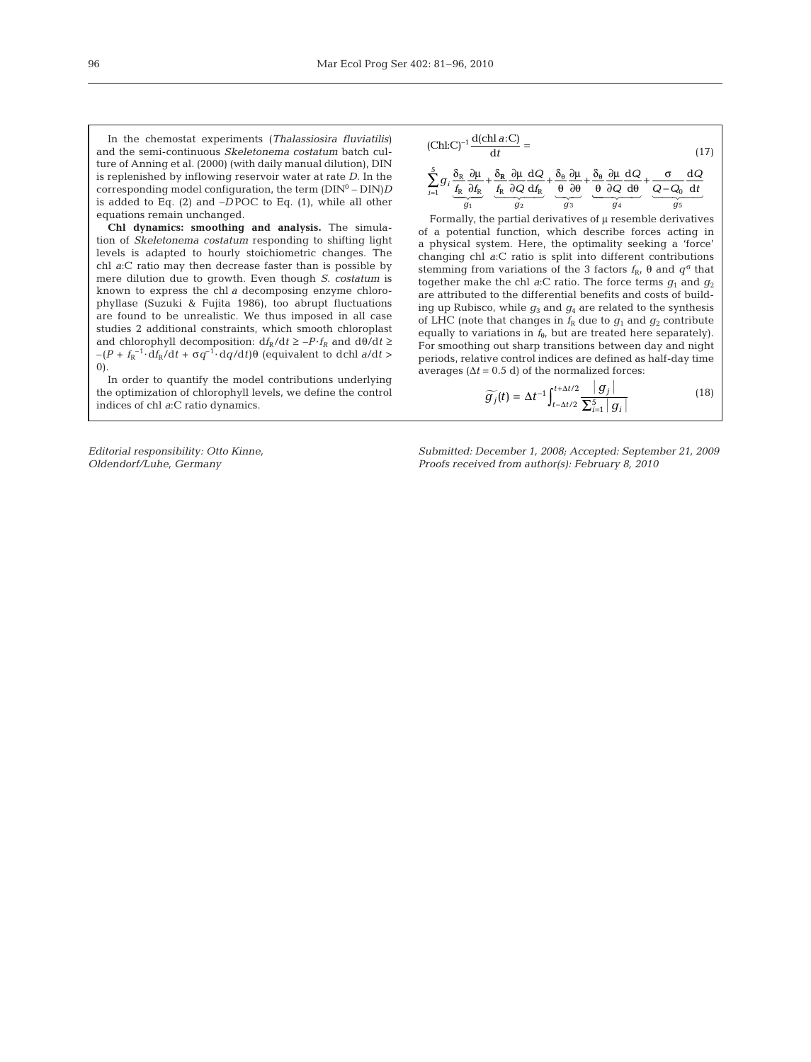In the chemostat experiments (*Thalassiosira fluviatilis*) and the semi-continuous *Skeletonema costatum* batch culture of Anning et al. (2000) (with daily manual dilution), DIN is replenished by inflowing reservoir water at rate $D$. In the corresponding model configuration, the term $(\text{DIN}^0 - \text{DIN})D$ is added to Eq. (2) and $-D\text{POC}$ to Eq. (1), while all other equations remain unchanged.

**Chl dynamics: smoothing and analysis.** The simulation of *Skeletonema costatum* responding to shifting light levels is adapted to hourly stoichiometric changes. The chl *a*:C ratio may then decrease faster than is possible by mere dilution due to growth. Even though *S. costatum* is known to express the chl *a* decomposing enzyme chlorophyllase (Suzuki & Fujita 1986), too abrupt fluctuations are found to be unrealistic. We thus imposed in all case studies 2 additional constraints, which smooth chloroplast and chlorophyll decomposition: $\mathrm{d}f_R/\mathrm{d}t \geq -P \cdot f_R$ and $\mathrm{d}\theta/\mathrm{d}t \geq -(P + f_R^{-1} \cdot \mathrm{d}f_R/\mathrm{d}t + \sigma q^{-1} \cdot \mathrm{d}q/\mathrm{d}t)\theta$ (equivalent to $\mathrm{d}\text{chl}\,a/\mathrm{d}t > 0$).

In order to quantify the model contributions underlying the optimization of chlorophyll levels, we define the control indices of chl *a*:C ratio dynamics.

$$(\text{Chl:C})^{-1} \frac{\mathrm{d}(\text{chl}\,a\text{:C})}{\mathrm{d}t} = \tag{17}$$

$$\sum_{i=1}^{5} g_i \; \underbrace{\frac{\delta_R}{f_R}\frac{\partial \mu}{\partial f_R}}_{g_1} + \underbrace{\frac{\delta_R}{f_R}\frac{\partial \mu}{\partial Q}\frac{\mathrm{d}Q}{\mathrm{d}f_R}}_{g_2} + \underbrace{\frac{\delta_\theta}{\theta}\frac{\partial \mu}{\partial \theta}}_{g_3} + \underbrace{\frac{\delta_\theta}{\theta}\frac{\partial \mu}{\partial Q}\frac{\mathrm{d}Q}{\mathrm{d}\theta}}_{g_4} + \underbrace{\frac{\sigma}{Q - Q_0}\frac{\mathrm{d}Q}{\mathrm{d}t}}_{g_5}$$

Formally, the partial derivatives of μ resemble derivatives of a potential function, which describe forces acting in a physical system. Here, the optimality seeking a 'force' changing chl *a*:C ratio is split into different contributions stemming from variations of the 3 factors $f_R$, θ and $q^\sigma$ that together make the chl *a*:C ratio. The force terms $g_1$ and $g_2$ are attributed to the differential benefits and costs of building up Rubisco, while $g_3$ and $g_4$ are related to the synthesis of LHC (note that changes in $f_R$ due to $g_1$ and $g_2$ contribute equally to variations in $f_\theta$, but are treated here separately). For smoothing out sharp transitions between day and night periods, relative control indices are defined as half-day time averages ($\Delta t = 0.5$ d) of the normalized forces:

$$\widetilde{g}_j(t) = \Delta t^{-1} \int_{t-\Delta t/2}^{t+\Delta t/2} \frac{|g_j|}{\sum_{i=1}^{5} |g_i|} \tag{18}$$

*Editorial responsibility: Otto Kinne, Oldendorf/Luhe, Germany*

*Submitted: December 1, 2008; Accepted: September 21, 2009*
*Proofs received from author(s): February 8, 2010*